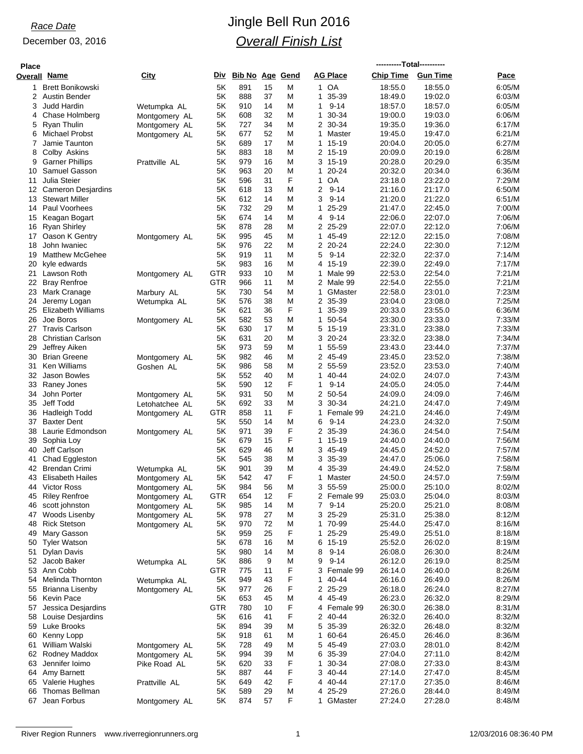*Race Date*

December 03, 2016

# Jingle Bell Run 2016

## *Overall Finish List*

| Place Overall | Name | City | Div | Bib No | Age | Gend | AG Place | | Chip Time | Gun Time | Pace |
|---|---|---|---|---|---|---|---|---|---|---|---|
| 1 | Brett Bonikowski | | 5K | 891 | 15 | M | 1 | OA | 18:55.0 | 18:55.0 | 6:05/M |
| 2 | Austin Bender | | 5K | 888 | 37 | M | 1 | 35-39 | 18:49.0 | 19:02.0 | 6:03/M |
| 3 | Judd Hardin | Wetumpka AL | 5K | 910 | 14 | M | 1 | 9-14 | 18:57.0 | 18:57.0 | 6:05/M |
| 4 | Chase Holmberg | Montgomery AL | 5K | 608 | 32 | M | 1 | 30-34 | 19:00.0 | 19:03.0 | 6:06/M |
| 5 | Ryan Thulin | Montgomery AL | 5K | 727 | 34 | M | 2 | 30-34 | 19:35.0 | 19:36.0 | 6:17/M |
| 6 | Michael Probst | Montgomery AL | 5K | 677 | 52 | M | 1 | Master | 19:45.0 | 19:47.0 | 6:21/M |
| 7 | Jamie Taunton | | 5K | 689 | 17 | M | 1 | 15-19 | 20:04.0 | 20:05.0 | 6:27/M |
| 8 | Colby Askins | | 5K | 883 | 18 | M | 2 | 15-19 | 20:09.0 | 20:19.0 | 6:28/M |
| 9 | Garner Phillips | Prattville AL | 5K | 979 | 16 | M | 3 | 15-19 | 20:28.0 | 20:29.0 | 6:35/M |
| 10 | Samuel Gasson | | 5K | 963 | 20 | M | 1 | 20-24 | 20:32.0 | 20:34.0 | 6:36/M |
| 11 | Julia Steier | | 5K | 596 | 31 | F | 1 | OA | 23:18.0 | 23:22.0 | 7:29/M |
| 12 | Cameron Desjardins | | 5K | 618 | 13 | M | 2 | 9-14 | 21:16.0 | 21:17.0 | 6:50/M |
| 13 | Stewart Miller | | 5K | 612 | 14 | M | 3 | 9-14 | 21:20.0 | 21:22.0 | 6:51/M |
| 14 | Paul Voorhees | | 5K | 732 | 29 | M | 1 | 25-29 | 21:47.0 | 22:45.0 | 7:00/M |
| 15 | Keagan Bogart | | 5K | 674 | 14 | M | 4 | 9-14 | 22:06.0 | 22:07.0 | 7:06/M |
| 16 | Ryan Shirley | | 5K | 878 | 28 | M | 2 | 25-29 | 22:07.0 | 22:12.0 | 7:06/M |
| 17 | Oason K Gentry | Montgomery AL | 5K | 995 | 45 | M | 1 | 45-49 | 22:12.0 | 22:15.0 | 7:08/M |
| 18 | John Iwaniec | | 5K | 976 | 22 | M | 2 | 20-24 | 22:24.0 | 22:30.0 | 7:12/M |
| 19 | Matthew McGehee | | 5K | 919 | 11 | M | 5 | 9-14 | 22:32.0 | 22:37.0 | 7:14/M |
| 20 | kyle edwards | | 5K | 983 | 16 | M | 4 | 15-19 | 22:39.0 | 22:49.0 | 7:17/M |
| 21 | Lawson Roth | Montgomery AL | GTR | 933 | 10 | M | 1 | Male 99 | 22:53.0 | 22:54.0 | 7:21/M |
| 22 | Bray Renfroe | | GTR | 966 | 11 | M | 2 | Male 99 | 22:54.0 | 22:55.0 | 7:21/M |
| 23 | Mark Cranage | Marbury AL | 5K | 730 | 54 | M | 1 | GMaster | 22:58.0 | 23:01.0 | 7:23/M |
| 24 | Jeremy Logan | Wetumpka AL | 5K | 576 | 38 | M | 2 | 35-39 | 23:04.0 | 23:08.0 | 7:25/M |
| 25 | Elizabeth Williams | | 5K | 621 | 36 | F | 1 | 35-39 | 20:33.0 | 23:55.0 | 6:36/M |
| 26 | Joe Boros | Montgomery AL | 5K | 582 | 53 | M | 1 | 50-54 | 23:30.0 | 23:33.0 | 7:33/M |
| 27 | Travis Carlson | | 5K | 630 | 17 | M | 5 | 15-19 | 23:31.0 | 23:38.0 | 7:33/M |
| 28 | Christian Carlson | | 5K | 631 | 20 | M | 3 | 20-24 | 23:32.0 | 23:38.0 | 7:34/M |
| 29 | Jeffrey Aiken | | 5K | 973 | 59 | M | 1 | 55-59 | 23:43.0 | 23:44.0 | 7:37/M |
| 30 | Brian Greene | Montgomery AL | 5K | 982 | 46 | M | 2 | 45-49 | 23:45.0 | 23:52.0 | 7:38/M |
| 31 | Ken Williams | Goshen AL | 5K | 986 | 58 | M | 2 | 55-59 | 23:52.0 | 23:53.0 | 7:40/M |
| 32 | Jason Bowles | | 5K | 552 | 40 | M | 1 | 40-44 | 24:02.0 | 24:07.0 | 7:43/M |
| 33 | Raney Jones | | 5K | 590 | 12 | F | 1 | 9-14 | 24:05.0 | 24:05.0 | 7:44/M |
| 34 | John Porter | Montgomery AL | 5K | 931 | 50 | M | 2 | 50-54 | 24:09.0 | 24:09.0 | 7:46/M |
| 35 | Jeff Todd | Letohatchee AL | 5K | 692 | 33 | M | 3 | 30-34 | 24:21.0 | 24:47.0 | 7:49/M |
| 36 | Hadleigh Todd | Montgomery AL | GTR | 858 | 11 | F | 1 | Female 99 | 24:21.0 | 24:46.0 | 7:49/M |
| 37 | Baxter Dent | | 5K | 550 | 14 | M | 6 | 9-14 | 24:23.0 | 24:32.0 | 7:50/M |
| 38 | Laurie Edmondson | Montgomery AL | 5K | 971 | 39 | F | 2 | 35-39 | 24:36.0 | 24:54.0 | 7:54/M |
| 39 | Sophia Loy | | 5K | 679 | 15 | F | 1 | 15-19 | 24:40.0 | 24:40.0 | 7:56/M |
| 40 | Jeff Carlson | | 5K | 629 | 46 | M | 3 | 45-49 | 24:45.0 | 24:52.0 | 7:57/M |
| 41 | Chad Eggleston | | 5K | 545 | 38 | M | 3 | 35-39 | 24:47.0 | 25:06.0 | 7:58/M |
| 42 | Brendan Crimi | Wetumpka AL | 5K | 901 | 39 | M | 4 | 35-39 | 24:49.0 | 24:52.0 | 7:58/M |
| 43 | Elisabeth Hailes | Montgomery AL | 5K | 542 | 47 | F | 1 | Master | 24:50.0 | 24:57.0 | 7:59/M |
| 44 | Victor Ross | Montgomery AL | 5K | 984 | 56 | M | 3 | 55-59 | 25:00.0 | 25:10.0 | 8:02/M |
| 45 | Riley Renfroe | Montgomery AL | GTR | 654 | 12 | F | 2 | Female 99 | 25:03.0 | 25:04.0 | 8:03/M |
| 46 | scott johnston | Montgomery AL | 5K | 985 | 14 | M | 7 | 9-14 | 25:20.0 | 25:21.0 | 8:08/M |
| 47 | Woods Lisenby | Montgomery AL | 5K | 978 | 27 | M | 3 | 25-29 | 25:31.0 | 25:38.0 | 8:12/M |
| 48 | Rick Stetson | Montgomery AL | 5K | 970 | 72 | M | 1 | 70-99 | 25:44.0 | 25:47.0 | 8:16/M |
| 49 | Mary Gasson | | 5K | 959 | 25 | F | 1 | 25-29 | 25:49.0 | 25:51.0 | 8:18/M |
| 50 | Tyler Watson | | 5K | 678 | 16 | M | 6 | 15-19 | 25:52.0 | 26:02.0 | 8:19/M |
| 51 | Dylan Davis | | 5K | 980 | 14 | M | 8 | 9-14 | 26:08.0 | 26:30.0 | 8:24/M |
| 52 | Jacob Baker | Wetumpka AL | 5K | 886 | 9 | M | 9 | 9-14 | 26:12.0 | 26:19.0 | 8:25/M |
| 53 | Ann Cobb | | GTR | 775 | 11 | F | 3 | Female 99 | 26:14.0 | 26:40.0 | 8:26/M |
| 54 | Melinda Thornton | Wetumpka AL | 5K | 949 | 43 | F | 1 | 40-44 | 26:16.0 | 26:49.0 | 8:26/M |
| 55 | Brianna Lisenby | Montgomery AL | 5K | 977 | 26 | F | 2 | 25-29 | 26:18.0 | 26:24.0 | 8:27/M |
| 56 | Kevin Pace | | 5K | 653 | 45 | M | 4 | 45-49 | 26:23.0 | 26:32.0 | 8:29/M |
| 57 | Jessica Desjardins | | GTR | 780 | 10 | F | 4 | Female 99 | 26:30.0 | 26:38.0 | 8:31/M |
| 58 | Louise Desjardins | | 5K | 616 | 41 | F | 2 | 40-44 | 26:32.0 | 26:40.0 | 8:32/M |
| 59 | Luke Brooks | | 5K | 894 | 39 | M | 5 | 35-39 | 26:32.0 | 26:48.0 | 8:32/M |
| 60 | Kenny Lopp | | 5K | 918 | 61 | M | 1 | 60-64 | 26:45.0 | 26:46.0 | 8:36/M |
| 61 | William Walski | Montgomery AL | 5K | 728 | 49 | M | 5 | 45-49 | 27:03.0 | 28:01.0 | 8:42/M |
| 62 | Rodney Maddox | Montgomery AL | 5K | 994 | 39 | M | 6 | 35-39 | 27:04.0 | 27:11.0 | 8:42/M |
| 63 | Jennifer Ioimo | Pike Road AL | 5K | 620 | 33 | F | 1 | 30-34 | 27:08.0 | 27:33.0 | 8:43/M |
| 64 | Amy Barnett | | 5K | 887 | 44 | F | 3 | 40-44 | 27:14.0 | 27:47.0 | 8:45/M |
| 65 | Valerie Hughes | Prattville AL | 5K | 649 | 42 | F | 4 | 40-44 | 27:17.0 | 27:35.0 | 8:46/M |
| 66 | Thomas Bellman | | 5K | 589 | 29 | M | 4 | 25-29 | 27:26.0 | 28:44.0 | 8:49/M |
| 67 | Jean Forbus | Montgomery AL | 5K | 874 | 57 | F | 1 | GMaster | 27:24.0 | 27:28.0 | 8:48/M |

River Region Runners www.riverregionrunners.org 12/03/2016 08:36:40 PM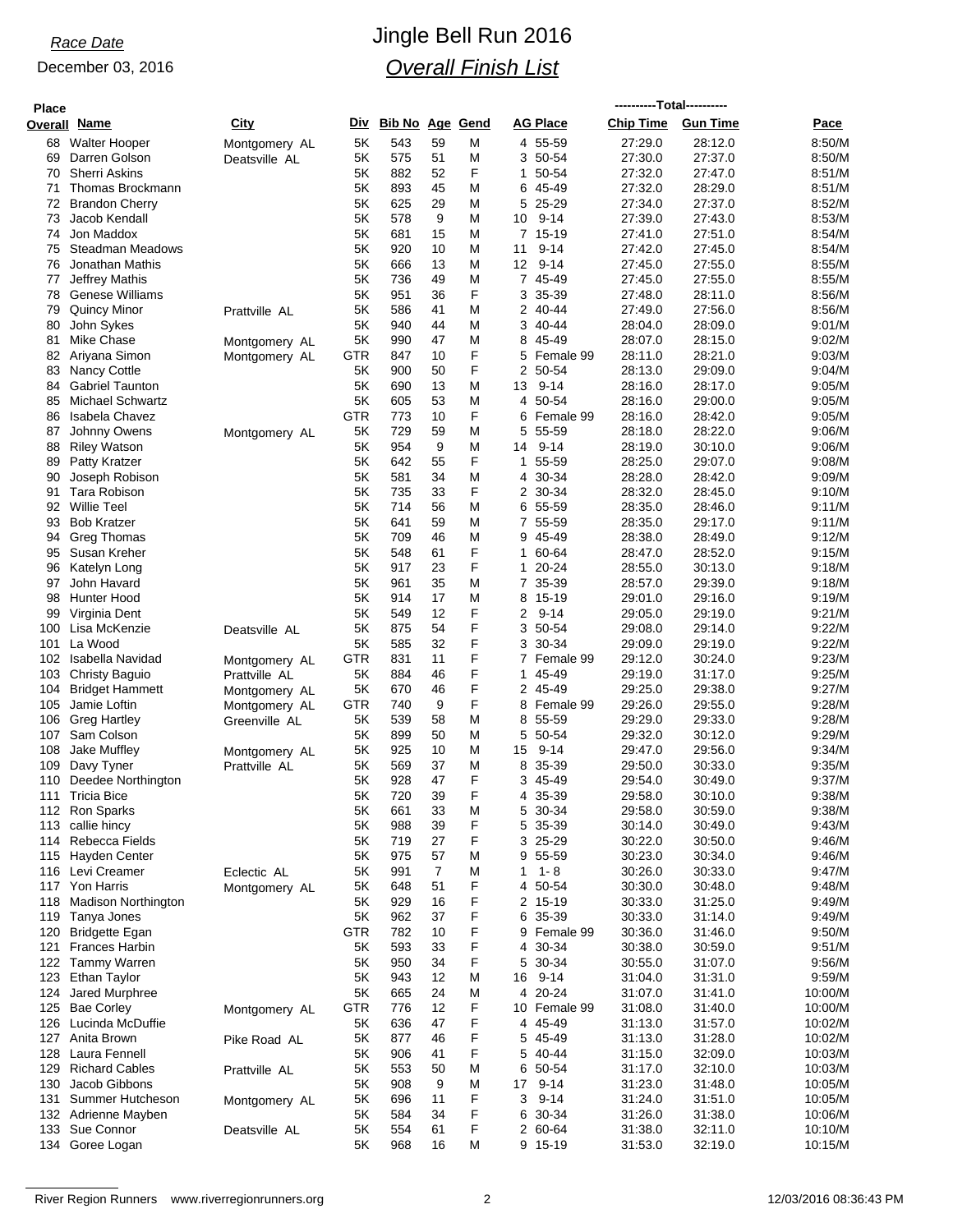*Race Date*

December 03, 2016

# Jingle Bell Run 2016

## *Overall Finish List*

| Place Overall | Name | City | Div | Bib No | Age | Gend | AG Place | | Chip Time | Gun Time | Pace |
|---|---|---|---|---|---|---|---|---|---|---|---|
| 68 | Walter Hooper | Montgomery AL | 5K | 543 | 59 | M | 4 | 55-59 | 27:29.0 | 28:12.0 | 8:50/M |
| 69 | Darren Golson | Deatsville AL | 5K | 575 | 51 | M | 3 | 50-54 | 27:30.0 | 27:37.0 | 8:50/M |
| 70 | Sherri Askins | | 5K | 882 | 52 | F | 1 | 50-54 | 27:32.0 | 27:47.0 | 8:51/M |
| 71 | Thomas Brockmann | | 5K | 893 | 45 | M | 6 | 45-49 | 27:32.0 | 28:29.0 | 8:51/M |
| 72 | Brandon Cherry | | 5K | 625 | 29 | M | 5 | 25-29 | 27:34.0 | 27:37.0 | 8:52/M |
| 73 | Jacob Kendall | | 5K | 578 | 9 | M | 10 | 9-14 | 27:39.0 | 27:43.0 | 8:53/M |
| 74 | Jon Maddox | | 5K | 681 | 15 | M | 7 | 15-19 | 27:41.0 | 27:51.0 | 8:54/M |
| 75 | Steadman Meadows | | 5K | 920 | 10 | M | 11 | 9-14 | 27:42.0 | 27:45.0 | 8:54/M |
| 76 | Jonathan Mathis | | 5K | 666 | 13 | M | 12 | 9-14 | 27:45.0 | 27:55.0 | 8:55/M |
| 77 | Jeffrey Mathis | | 5K | 736 | 49 | M | 7 | 45-49 | 27:45.0 | 27:55.0 | 8:55/M |
| 78 | Genese Williams | | 5K | 951 | 36 | F | 3 | 35-39 | 27:48.0 | 28:11.0 | 8:56/M |
| 79 | Quincy Minor | Prattville AL | 5K | 586 | 41 | M | 2 | 40-44 | 27:49.0 | 27:56.0 | 8:56/M |
| 80 | John Sykes | | 5K | 940 | 44 | M | 3 | 40-44 | 28:04.0 | 28:09.0 | 9:01/M |
| 81 | Mike Chase | Montgomery AL | 5K | 990 | 47 | M | 8 | 45-49 | 28:07.0 | 28:15.0 | 9:02/M |
| 82 | Ariyana Simon | Montgomery AL | GTR | 847 | 10 | F | 5 | Female 99 | 28:11.0 | 28:21.0 | 9:03/M |
| 83 | Nancy Cottle | | 5K | 900 | 50 | F | 2 | 50-54 | 28:13.0 | 29:09.0 | 9:04/M |
| 84 | Gabriel Taunton | | 5K | 690 | 13 | M | 13 | 9-14 | 28:16.0 | 28:17.0 | 9:05/M |
| 85 | Michael Schwartz | | 5K | 605 | 53 | M | 4 | 50-54 | 28:16.0 | 29:00.0 | 9:05/M |
| 86 | Isabela Chavez | | GTR | 773 | 10 | F | 6 | Female 99 | 28:16.0 | 28:42.0 | 9:05/M |
| 87 | Johnny Owens | Montgomery AL | 5K | 729 | 59 | M | 5 | 55-59 | 28:18.0 | 28:22.0 | 9:06/M |
| 88 | Riley Watson | | 5K | 954 | 9 | M | 14 | 9-14 | 28:19.0 | 30:10.0 | 9:06/M |
| 89 | Patty Kratzer | | 5K | 642 | 55 | F | 1 | 55-59 | 28:25.0 | 29:07.0 | 9:08/M |
| 90 | Joseph Robison | | 5K | 581 | 34 | M | 4 | 30-34 | 28:28.0 | 28:42.0 | 9:09/M |
| 91 | Tara Robison | | 5K | 735 | 33 | F | 2 | 30-34 | 28:32.0 | 28:45.0 | 9:10/M |
| 92 | Willie Teel | | 5K | 714 | 56 | M | 6 | 55-59 | 28:35.0 | 28:46.0 | 9:11/M |
| 93 | Bob Kratzer | | 5K | 641 | 59 | M | 7 | 55-59 | 28:35.0 | 29:17.0 | 9:11/M |
| 94 | Greg Thomas | | 5K | 709 | 46 | M | 9 | 45-49 | 28:38.0 | 28:49.0 | 9:12/M |
| 95 | Susan Kreher | | 5K | 548 | 61 | F | 1 | 60-64 | 28:47.0 | 28:52.0 | 9:15/M |
| 96 | Katelyn Long | | 5K | 917 | 23 | F | 1 | 20-24 | 28:55.0 | 30:13.0 | 9:18/M |
| 97 | John Havard | | 5K | 961 | 35 | M | 7 | 35-39 | 28:57.0 | 29:39.0 | 9:18/M |
| 98 | Hunter Hood | | 5K | 914 | 17 | M | 8 | 15-19 | 29:01.0 | 29:16.0 | 9:19/M |
| 99 | Virginia Dent | | 5K | 549 | 12 | F | 2 | 9-14 | 29:05.0 | 29:19.0 | 9:21/M |
| 100 | Lisa McKenzie | Deatsville AL | 5K | 875 | 54 | F | 3 | 50-54 | 29:08.0 | 29:14.0 | 9:22/M |
| 101 | La Wood | | 5K | 585 | 32 | F | 3 | 30-34 | 29:09.0 | 29:19.0 | 9:22/M |
| 102 | Isabella Navidad | Montgomery AL | GTR | 831 | 11 | F | 7 | Female 99 | 29:12.0 | 30:24.0 | 9:23/M |
| 103 | Christy Baguio | Prattville AL | 5K | 884 | 46 | F | 1 | 45-49 | 29:19.0 | 31:17.0 | 9:25/M |
| 104 | Bridget Hammett | Montgomery AL | 5K | 670 | 46 | F | 2 | 45-49 | 29:25.0 | 29:38.0 | 9:27/M |
| 105 | Jamie Loftin | Montgomery AL | GTR | 740 | 9 | F | 8 | Female 99 | 29:26.0 | 29:55.0 | 9:28/M |
| 106 | Greg Hartley | Greenville AL | 5K | 539 | 58 | M | 8 | 55-59 | 29:29.0 | 29:33.0 | 9:28/M |
| 107 | Sam Colson | | 5K | 899 | 50 | M | 5 | 50-54 | 29:32.0 | 30:12.0 | 9:29/M |
| 108 | Jake Muffley | Montgomery AL | 5K | 925 | 10 | M | 15 | 9-14 | 29:47.0 | 29:56.0 | 9:34/M |
| 109 | Davy Tyner | Prattville AL | 5K | 569 | 37 | M | 8 | 35-39 | 29:50.0 | 30:33.0 | 9:35/M |
| 110 | Deedee Northington | | 5K | 928 | 47 | F | 3 | 45-49 | 29:54.0 | 30:49.0 | 9:37/M |
| 111 | Tricia Bice | | 5K | 720 | 39 | F | 4 | 35-39 | 29:58.0 | 30:10.0 | 9:38/M |
| 112 | Ron Sparks | | 5K | 661 | 33 | M | 5 | 30-34 | 29:58.0 | 30:59.0 | 9:38/M |
| 113 | callie hincy | | 5K | 988 | 39 | F | 5 | 35-39 | 30:14.0 | 30:49.0 | 9:43/M |
| 114 | Rebecca Fields | | 5K | 719 | 27 | F | 3 | 25-29 | 30:22.0 | 30:50.0 | 9:46/M |
| 115 | Hayden Center | | 5K | 975 | 57 | M | 9 | 55-59 | 30:23.0 | 30:34.0 | 9:46/M |
| 116 | Levi Creamer | Eclectic AL | 5K | 991 | 7 | M | 1 | 1- 8 | 30:26.0 | 30:33.0 | 9:47/M |
| 117 | Yon Harris | Montgomery AL | 5K | 648 | 51 | F | 4 | 50-54 | 30:30.0 | 30:48.0 | 9:48/M |
| 118 | Madison Northington | | 5K | 929 | 16 | F | 2 | 15-19 | 30:33.0 | 31:25.0 | 9:49/M |
| 119 | Tanya Jones | | 5K | 962 | 37 | F | 6 | 35-39 | 30:33.0 | 31:14.0 | 9:49/M |
| 120 | Bridgette Egan | | GTR | 782 | 10 | F | 9 | Female 99 | 30:36.0 | 31:46.0 | 9:50/M |
| 121 | Frances Harbin | | 5K | 593 | 33 | F | 4 | 30-34 | 30:38.0 | 30:59.0 | 9:51/M |
| 122 | Tammy Warren | | 5K | 950 | 34 | F | 5 | 30-34 | 30:55.0 | 31:07.0 | 9:56/M |
| 123 | Ethan Taylor | | 5K | 943 | 12 | M | 16 | 9-14 | 31:04.0 | 31:31.0 | 9:59/M |
| 124 | Jared Murphree | | 5K | 665 | 24 | M | 4 | 20-24 | 31:07.0 | 31:41.0 | 10:00/M |
| 125 | Bae Corley | Montgomery AL | GTR | 776 | 12 | F | 10 | Female 99 | 31:08.0 | 31:40.0 | 10:00/M |
| 126 | Lucinda McDuffie | | 5K | 636 | 47 | F | 4 | 45-49 | 31:13.0 | 31:57.0 | 10:02/M |
| 127 | Anita Brown | Pike Road AL | 5K | 877 | 46 | F | 5 | 45-49 | 31:13.0 | 31:28.0 | 10:02/M |
| 128 | Laura Fennell | | 5K | 906 | 41 | F | 5 | 40-44 | 31:15.0 | 32:09.0 | 10:03/M |
| 129 | Richard Cables | Prattville AL | 5K | 553 | 50 | M | 6 | 50-54 | 31:17.0 | 32:10.0 | 10:03/M |
| 130 | Jacob Gibbons | | 5K | 908 | 9 | M | 17 | 9-14 | 31:23.0 | 31:48.0 | 10:05/M |
| 131 | Summer Hutcheson | Montgomery AL | 5K | 696 | 11 | F | 3 | 9-14 | 31:24.0 | 31:51.0 | 10:05/M |
| 132 | Adrienne Mayben | | 5K | 584 | 34 | F | 6 | 30-34 | 31:26.0 | 31:38.0 | 10:06/M |
| 133 | Sue Connor | Deatsville AL | 5K | 554 | 61 | F | 2 | 60-64 | 31:38.0 | 32:11.0 | 10:10/M |
| 134 | Goree Logan | | 5K | 968 | 16 | M | 9 | 15-19 | 31:53.0 | 32:19.0 | 10:15/M |

River Region Runners www.riverregionrunners.org 12/03/2016 08:36:43 PM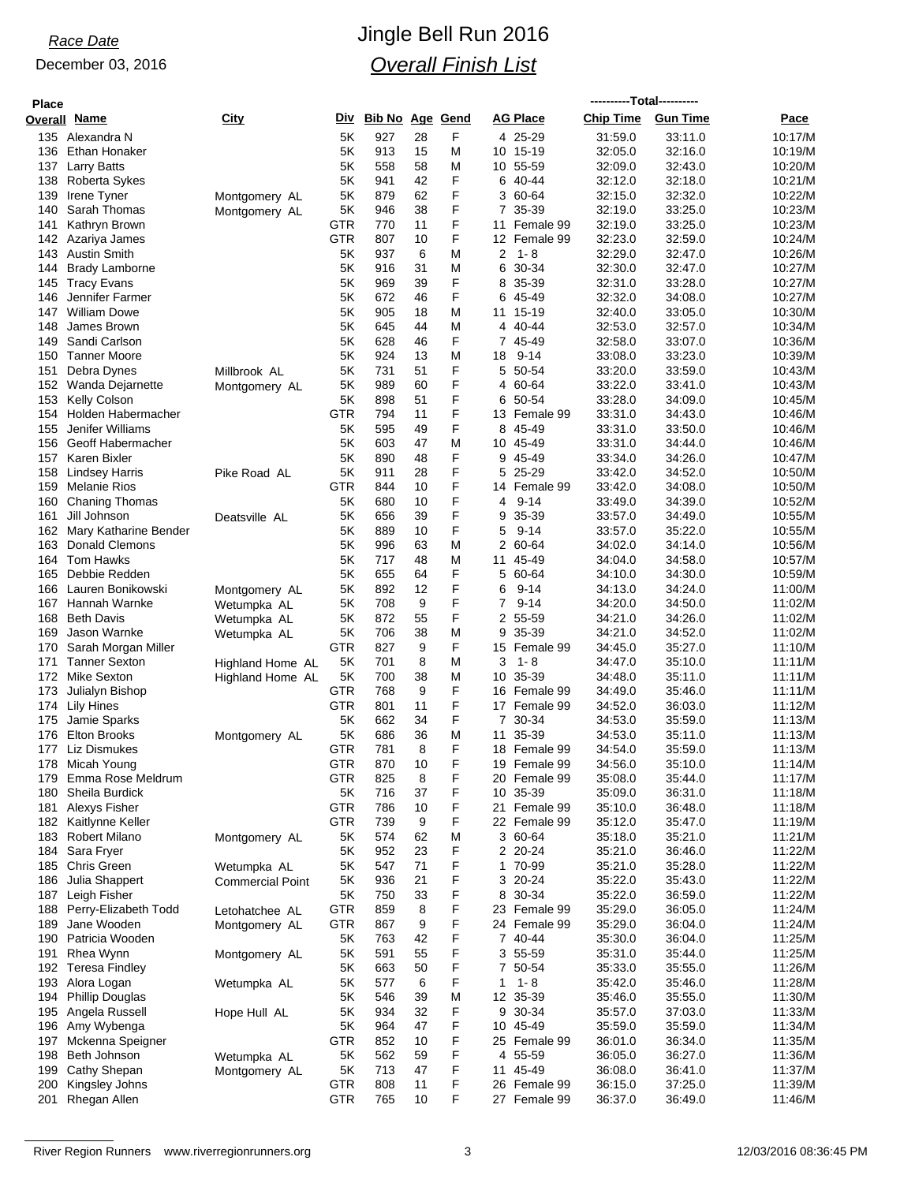*Race Date*

December 03, 2016

# Jingle Bell Run 2016

## *Overall Finish List*

| Place Overall | Name | City | Div | Bib No | Age | Gend | AG Place | Chip Time | Gun Time | Pace |
|---|---|---|---|---|---|---|---|---|---|---|
| 135 | Alexandra N | | 5K | 927 | 28 | F | 4 25-29 | 31:59.0 | 33:11.0 | 10:17/M |
| 136 | Ethan Honaker | | 5K | 913 | 15 | M | 10 15-19 | 32:05.0 | 32:16.0 | 10:19/M |
| 137 | Larry Batts | | 5K | 558 | 58 | M | 10 55-59 | 32:09.0 | 32:43.0 | 10:20/M |
| 138 | Roberta Sykes | | 5K | 941 | 42 | F | 6 40-44 | 32:12.0 | 32:18.0 | 10:21/M |
| 139 | Irene Tyner | Montgomery AL | 5K | 879 | 62 | F | 3 60-64 | 32:15.0 | 32:32.0 | 10:22/M |
| 140 | Sarah Thomas | Montgomery AL | 5K | 946 | 38 | F | 7 35-39 | 32:19.0 | 33:25.0 | 10:23/M |
| 141 | Kathryn Brown | | GTR | 770 | 11 | F | 11 Female 99 | 32:19.0 | 33:25.0 | 10:23/M |
| 142 | Azariya James | | GTR | 807 | 10 | F | 12 Female 99 | 32:23.0 | 32:59.0 | 10:24/M |
| 143 | Austin Smith | | 5K | 937 | 6 | M | 2 1- 8 | 32:29.0 | 32:47.0 | 10:26/M |
| 144 | Brady Lamborne | | 5K | 916 | 31 | M | 6 30-34 | 32:30.0 | 32:47.0 | 10:27/M |
| 145 | Tracy Evans | | 5K | 969 | 39 | F | 8 35-39 | 32:31.0 | 33:28.0 | 10:27/M |
| 146 | Jennifer Farmer | | 5K | 672 | 46 | F | 6 45-49 | 32:32.0 | 34:08.0 | 10:27/M |
| 147 | William Dowe | | 5K | 905 | 18 | M | 11 15-19 | 32:40.0 | 33:05.0 | 10:30/M |
| 148 | James Brown | | 5K | 645 | 44 | M | 4 40-44 | 32:53.0 | 32:57.0 | 10:34/M |
| 149 | Sandi Carlson | | 5K | 628 | 46 | F | 7 45-49 | 32:58.0 | 33:07.0 | 10:36/M |
| 150 | Tanner Moore | | 5K | 924 | 13 | M | 18 9-14 | 33:08.0 | 33:23.0 | 10:39/M |
| 151 | Debra Dynes | Millbrook AL | 5K | 731 | 51 | F | 5 50-54 | 33:20.0 | 33:59.0 | 10:43/M |
| 152 | Wanda Dejarnette | Montgomery AL | 5K | 989 | 60 | F | 4 60-64 | 33:22.0 | 33:41.0 | 10:43/M |
| 153 | Kelly Colson | | 5K | 898 | 51 | F | 6 50-54 | 33:28.0 | 34:09.0 | 10:45/M |
| 154 | Holden Habermacher | | GTR | 794 | 11 | F | 13 Female 99 | 33:31.0 | 34:43.0 | 10:46/M |
| 155 | Jenifer Williams | | 5K | 595 | 49 | F | 8 45-49 | 33:31.0 | 33:50.0 | 10:46/M |
| 156 | Geoff Habermacher | | 5K | 603 | 47 | M | 10 45-49 | 33:31.0 | 34:44.0 | 10:46/M |
| 157 | Karen Bixler | | 5K | 890 | 48 | F | 9 45-49 | 33:34.0 | 34:26.0 | 10:47/M |
| 158 | Lindsey Harris | Pike Road AL | 5K | 911 | 28 | F | 5 25-29 | 33:42.0 | 34:52.0 | 10:50/M |
| 159 | Melanie Rios | | GTR | 844 | 10 | F | 14 Female 99 | 33:42.0 | 34:08.0 | 10:50/M |
| 160 | Chaning Thomas | | 5K | 680 | 10 | F | 4 9-14 | 33:49.0 | 34:39.0 | 10:52/M |
| 161 | Jill Johnson | Deatsville AL | 5K | 656 | 39 | F | 9 35-39 | 33:57.0 | 34:49.0 | 10:55/M |
| 162 | Mary Katharine Bender | | 5K | 889 | 10 | F | 5 9-14 | 33:57.0 | 35:22.0 | 10:55/M |
| 163 | Donald Clemons | | 5K | 996 | 63 | M | 2 60-64 | 34:02.0 | 34:14.0 | 10:56/M |
| 164 | Tom Hawks | | 5K | 717 | 48 | M | 11 45-49 | 34:04.0 | 34:58.0 | 10:57/M |
| 165 | Debbie Redden | | 5K | 655 | 64 | F | 5 60-64 | 34:10.0 | 34:30.0 | 10:59/M |
| 166 | Lauren Bonikowski | Montgomery AL | 5K | 892 | 12 | F | 6 9-14 | 34:13.0 | 34:24.0 | 11:00/M |
| 167 | Hannah Warnke | Wetumpka AL | 5K | 708 | 9 | F | 7 9-14 | 34:20.0 | 34:50.0 | 11:02/M |
| 168 | Beth Davis | Wetumpka AL | 5K | 872 | 55 | F | 2 55-59 | 34:21.0 | 34:26.0 | 11:02/M |
| 169 | Jason Warnke | Wetumpka AL | 5K | 706 | 38 | M | 9 35-39 | 34:21.0 | 34:52.0 | 11:02/M |
| 170 | Sarah Morgan Miller | | GTR | 827 | 9 | F | 15 Female 99 | 34:45.0 | 35:27.0 | 11:10/M |
| 171 | Tanner Sexton | Highland Home AL | 5K | 701 | 8 | M | 3 1- 8 | 34:47.0 | 35:10.0 | 11:11/M |
| 172 | Mike Sexton | Highland Home AL | 5K | 700 | 38 | M | 10 35-39 | 34:48.0 | 35:11.0 | 11:11/M |
| 173 | Julialyn Bishop | | GTR | 768 | 9 | F | 16 Female 99 | 34:49.0 | 35:46.0 | 11:11/M |
| 174 | Lily Hines | | GTR | 801 | 11 | F | 17 Female 99 | 34:52.0 | 36:03.0 | 11:12/M |
| 175 | Jamie Sparks | | 5K | 662 | 34 | F | 7 30-34 | 34:53.0 | 35:59.0 | 11:13/M |
| 176 | Elton Brooks | Montgomery AL | 5K | 686 | 36 | M | 11 35-39 | 34:53.0 | 35:11.0 | 11:13/M |
| 177 | Liz Dismukes | | GTR | 781 | 8 | F | 18 Female 99 | 34:54.0 | 35:59.0 | 11:13/M |
| 178 | Micah Young | | GTR | 870 | 10 | F | 19 Female 99 | 34:56.0 | 35:10.0 | 11:14/M |
| 179 | Emma Rose Meldrum | | GTR | 825 | 8 | F | 20 Female 99 | 35:08.0 | 35:44.0 | 11:17/M |
| 180 | Sheila Burdick | | 5K | 716 | 37 | F | 10 35-39 | 35:09.0 | 36:31.0 | 11:18/M |
| 181 | Alexys Fisher | | GTR | 786 | 10 | F | 21 Female 99 | 35:10.0 | 36:48.0 | 11:18/M |
| 182 | Kaitlynne Keller | | GTR | 739 | 9 | F | 22 Female 99 | 35:12.0 | 35:47.0 | 11:19/M |
| 183 | Robert Milano | Montgomery AL | 5K | 574 | 62 | M | 3 60-64 | 35:18.0 | 35:21.0 | 11:21/M |
| 184 | Sara Fryer | | 5K | 952 | 23 | F | 2 20-24 | 35:21.0 | 36:46.0 | 11:22/M |
| 185 | Chris Green | Wetumpka AL | 5K | 547 | 71 | F | 1 70-99 | 35:21.0 | 35:28.0 | 11:22/M |
| 186 | Julia Shappert | Commercial Point | 5K | 936 | 21 | F | 3 20-24 | 35:22.0 | 35:43.0 | 11:22/M |
| 187 | Leigh Fisher | | 5K | 750 | 33 | F | 8 30-34 | 35:22.0 | 36:59.0 | 11:22/M |
| 188 | Perry-Elizabeth Todd | Letohatchee AL | GTR | 859 | 8 | F | 23 Female 99 | 35:29.0 | 36:05.0 | 11:24/M |
| 189 | Jane Wooden | Montgomery AL | GTR | 867 | 9 | F | 24 Female 99 | 35:29.0 | 36:04.0 | 11:24/M |
| 190 | Patricia Wooden | | 5K | 763 | 42 | F | 7 40-44 | 35:30.0 | 36:04.0 | 11:25/M |
| 191 | Rhea Wynn | Montgomery AL | 5K | 591 | 55 | F | 3 55-59 | 35:31.0 | 35:44.0 | 11:25/M |
| 192 | Teresa Findley | | 5K | 663 | 50 | F | 7 50-54 | 35:33.0 | 35:55.0 | 11:26/M |
| 193 | Alora Logan | Wetumpka AL | 5K | 577 | 6 | F | 1 1- 8 | 35:42.0 | 35:46.0 | 11:28/M |
| 194 | Phillip Douglas | | 5K | 546 | 39 | M | 12 35-39 | 35:46.0 | 35:55.0 | 11:30/M |
| 195 | Angela Russell | Hope Hull AL | 5K | 934 | 32 | F | 9 30-34 | 35:57.0 | 37:03.0 | 11:33/M |
| 196 | Amy Wybenga | | 5K | 964 | 47 | F | 10 45-49 | 35:59.0 | 35:59.0 | 11:34/M |
| 197 | Mckenna Speigner | | GTR | 852 | 10 | F | 25 Female 99 | 36:01.0 | 36:34.0 | 11:35/M |
| 198 | Beth Johnson | Wetumpka AL | 5K | 562 | 59 | F | 4 55-59 | 36:05.0 | 36:27.0 | 11:36/M |
| 199 | Cathy Shepan | Montgomery AL | 5K | 713 | 47 | F | 11 45-49 | 36:08.0 | 36:41.0 | 11:37/M |
| 200 | Kingsley Johns | | GTR | 808 | 11 | F | 26 Female 99 | 36:15.0 | 37:25.0 | 11:39/M |
| 201 | Rhegan Allen | | GTR | 765 | 10 | F | 27 Female 99 | 36:37.0 | 36:49.0 | 11:46/M |

River Region Runners www.riverregionrunners.org 12/03/2016 08:36:45 PM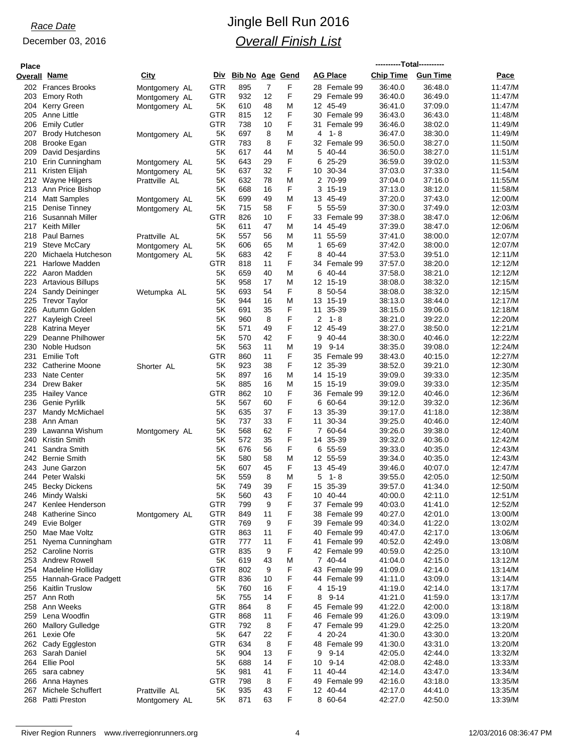*Race Date*

December 03, 2016

# Jingle Bell Run 2016

## *Overall Finish List*

| Place Overall | Name | City | Div | Bib No | Age | Gend | AG Place | ----------Total---------- Chip Time | Gun Time | Pace |
|---|---|---|---|---|---|---|---|---|---|---|
| 202 | Frances Brooks | Montgomery AL | GTR | 895 | 7 | F | 28 Female 99 | 36:40.0 | 36:48.0 | 11:47/M |
| 203 | Emory Roth | Montgomery AL | GTR | 932 | 12 | F | 29 Female 99 | 36:40.0 | 36:49.0 | 11:47/M |
| 204 | Kerry Green | Montgomery AL | 5K | 610 | 48 | M | 12 45-49 | 36:41.0 | 37:09.0 | 11:47/M |
| 205 | Anne Little | | GTR | 815 | 12 | F | 30 Female 99 | 36:43.0 | 36:43.0 | 11:48/M |
| 206 | Emily Cutler | | GTR | 738 | 10 | F | 31 Female 99 | 36:46.0 | 38:02.0 | 11:49/M |
| 207 | Brody Hutcheson | Montgomery AL | 5K | 697 | 8 | M | 4 1- 8 | 36:47.0 | 38:30.0 | 11:49/M |
| 208 | Brooke Egan | | GTR | 783 | 8 | F | 32 Female 99 | 36:50.0 | 38:27.0 | 11:50/M |
| 209 | David Desjardins | | 5K | 617 | 44 | M | 5 40-44 | 36:50.0 | 38:27.0 | 11:51/M |
| 210 | Erin Cunningham | Montgomery AL | 5K | 643 | 29 | F | 6 25-29 | 36:59.0 | 39:02.0 | 11:53/M |
| 211 | Kristen Elijah | Montgomery AL | 5K | 637 | 32 | F | 10 30-34 | 37:03.0 | 37:33.0 | 11:54/M |
| 212 | Wayne Hilgers | Prattville AL | 5K | 632 | 78 | M | 2 70-99 | 37:04.0 | 37:16.0 | 11:55/M |
| 213 | Ann Price Bishop | | 5K | 668 | 16 | F | 3 15-19 | 37:13.0 | 38:12.0 | 11:58/M |
| 214 | Matt Samples | Montgomery AL | 5K | 699 | 49 | M | 13 45-49 | 37:20.0 | 37:43.0 | 12:00/M |
| 215 | Denise Tinney | Montgomery AL | 5K | 715 | 58 | F | 5 55-59 | 37:30.0 | 37:49.0 | 12:03/M |
| 216 | Susannah Miller | | GTR | 826 | 10 | F | 33 Female 99 | 37:38.0 | 38:47.0 | 12:06/M |
| 217 | Keith Miller | | 5K | 611 | 47 | M | 14 45-49 | 37:39.0 | 38:47.0 | 12:06/M |
| 218 | Paul Barnes | Prattville AL | 5K | 557 | 56 | M | 11 55-59 | 37:41.0 | 38:00.0 | 12:07/M |
| 219 | Steve McCary | Montgomery AL | 5K | 606 | 65 | M | 1 65-69 | 37:42.0 | 38:00.0 | 12:07/M |
| 220 | Michaela Hutcheson | Montgomery AL | 5K | 683 | 42 | F | 8 40-44 | 37:53.0 | 39:51.0 | 12:11/M |
| 221 | Harlowe Madden | | GTR | 818 | 11 | F | 34 Female 99 | 37:57.0 | 38:20.0 | 12:12/M |
| 222 | Aaron Madden | | 5K | 659 | 40 | M | 6 40-44 | 37:58.0 | 38:21.0 | 12:12/M |
| 223 | Artavious Billups | | 5K | 958 | 17 | M | 12 15-19 | 38:08.0 | 38:32.0 | 12:15/M |
| 224 | Sandy Deininger | Wetumpka AL | 5K | 693 | 54 | F | 8 50-54 | 38:08.0 | 38:32.0 | 12:15/M |
| 225 | Trevor Taylor | | 5K | 944 | 16 | M | 13 15-19 | 38:13.0 | 38:44.0 | 12:17/M |
| 226 | Autumn Golden | | 5K | 691 | 35 | F | 11 35-39 | 38:15.0 | 39:06.0 | 12:18/M |
| 227 | Kayleigh Creel | | 5K | 960 | 8 | F | 2 1- 8 | 38:21.0 | 39:22.0 | 12:20/M |
| 228 | Katrina Meyer | | 5K | 571 | 49 | F | 12 45-49 | 38:27.0 | 38:50.0 | 12:21/M |
| 229 | Deanne Philhower | | 5K | 570 | 42 | F | 9 40-44 | 38:30.0 | 40:46.0 | 12:22/M |
| 230 | Noble Hudson | | 5K | 563 | 11 | M | 19 9-14 | 38:35.0 | 39:08.0 | 12:24/M |
| 231 | Emilie Toft | | GTR | 860 | 11 | F | 35 Female 99 | 38:43.0 | 40:15.0 | 12:27/M |
| 232 | Catherine Moone | Shorter AL | 5K | 923 | 38 | F | 12 35-39 | 38:52.0 | 39:21.0 | 12:30/M |
| 233 | Nate Center | | 5K | 897 | 16 | M | 14 15-19 | 39:09.0 | 39:33.0 | 12:35/M |
| 234 | Drew Baker | | 5K | 885 | 16 | M | 15 15-19 | 39:09.0 | 39:33.0 | 12:35/M |
| 235 | Hailey Vance | | GTR | 862 | 10 | F | 36 Female 99 | 39:12.0 | 40:46.0 | 12:36/M |
| 236 | Genie Pyrlilk | | 5K | 567 | 60 | F | 6 60-64 | 39:12.0 | 39:32.0 | 12:36/M |
| 237 | Mandy McMichael | | 5K | 635 | 37 | F | 13 35-39 | 39:17.0 | 41:18.0 | 12:38/M |
| 238 | Ann Aman | | 5K | 737 | 33 | F | 11 30-34 | 39:25.0 | 40:46.0 | 12:40/M |
| 239 | Lawanna Wishum | Montgomery AL | 5K | 568 | 62 | F | 7 60-64 | 39:26.0 | 39:38.0 | 12:40/M |
| 240 | Kristin Smith | | 5K | 572 | 35 | F | 14 35-39 | 39:32.0 | 40:36.0 | 12:42/M |
| 241 | Sandra Smith | | 5K | 676 | 56 | F | 6 55-59 | 39:33.0 | 40:35.0 | 12:43/M |
| 242 | Bernie Smith | | 5K | 580 | 58 | M | 12 55-59 | 39:34.0 | 40:35.0 | 12:43/M |
| 243 | June Garzon | | 5K | 607 | 45 | F | 13 45-49 | 39:46.0 | 40:07.0 | 12:47/M |
| 244 | Peter Walski | | 5K | 559 | 8 | M | 5 1- 8 | 39:55.0 | 42:05.0 | 12:50/M |
| 245 | Becky Dickens | | 5K | 749 | 39 | F | 15 35-39 | 39:57.0 | 41:34.0 | 12:50/M |
| 246 | Mindy Walski | | 5K | 560 | 43 | F | 10 40-44 | 40:00.0 | 42:11.0 | 12:51/M |
| 247 | Kenlee Henderson | | GTR | 799 | 9 | F | 37 Female 99 | 40:03.0 | 41:41.0 | 12:52/M |
| 248 | Katherine Sinco | Montgomery AL | GTR | 849 | 11 | F | 38 Female 99 | 40:27.0 | 42:01.0 | 13:00/M |
| 249 | Evie Bolger | | GTR | 769 | 9 | F | 39 Female 99 | 40:34.0 | 41:22.0 | 13:02/M |
| 250 | Mae Mae Voltz | | GTR | 863 | 11 | F | 40 Female 99 | 40:47.0 | 42:17.0 | 13:06/M |
| 251 | Nyema Cunningham | | GTR | 777 | 11 | F | 41 Female 99 | 40:52.0 | 42:49.0 | 13:08/M |
| 252 | Caroline Norris | | GTR | 835 | 9 | F | 42 Female 99 | 40:59.0 | 42:25.0 | 13:10/M |
| 253 | Andrew Rowell | | 5K | 619 | 43 | M | 7 40-44 | 41:04.0 | 42:15.0 | 13:12/M |
| 254 | Madeline Holliday | | GTR | 802 | 9 | F | 43 Female 99 | 41:09.0 | 42:14.0 | 13:14/M |
| 255 | Hannah-Grace Padgett | | GTR | 836 | 10 | F | 44 Female 99 | 41:11.0 | 43:09.0 | 13:14/M |
| 256 | Kaitlin Truslow | | 5K | 760 | 16 | F | 4 15-19 | 41:19.0 | 42:14.0 | 13:17/M |
| 257 | Ann Roth | | 5K | 755 | 14 | F | 8 9-14 | 41:21.0 | 41:59.0 | 13:17/M |
| 258 | Ann Weeks | | GTR | 864 | 8 | F | 45 Female 99 | 41:22.0 | 42:00.0 | 13:18/M |
| 259 | Lena Woodfin | | GTR | 868 | 11 | F | 46 Female 99 | 41:26.0 | 43:09.0 | 13:19/M |
| 260 | Mallory Gulledge | | GTR | 792 | 8 | F | 47 Female 99 | 41:29.0 | 42:25.0 | 13:20/M |
| 261 | Lexie Ofe | | 5K | 647 | 22 | F | 4 20-24 | 41:30.0 | 43:30.0 | 13:20/M |
| 262 | Cady Eggleston | | GTR | 634 | 8 | F | 48 Female 99 | 41:30.0 | 43:31.0 | 13:20/M |
| 263 | Sarah Daniel | | 5K | 904 | 13 | F | 9 9-14 | 42:05.0 | 42:44.0 | 13:32/M |
| 264 | Ellie Pool | | 5K | 688 | 14 | F | 10 9-14 | 42:08.0 | 42:48.0 | 13:33/M |
| 265 | sara cabney | | 5K | 981 | 41 | F | 11 40-44 | 42:14.0 | 43:47.0 | 13:34/M |
| 266 | Anna Haynes | | GTR | 798 | 8 | F | 49 Female 99 | 42:16.0 | 43:18.0 | 13:35/M |
| 267 | Michele Schuffert | Prattville AL | 5K | 935 | 43 | F | 12 40-44 | 42:17.0 | 44:41.0 | 13:35/M |
| 268 | Patti Preston | Montgomery AL | 5K | 871 | 63 | F | 8 60-64 | 42:27.0 | 42:50.0 | 13:39/M |

River Region Runners www.riverregionrunners.org 12/03/2016 08:36:47 PM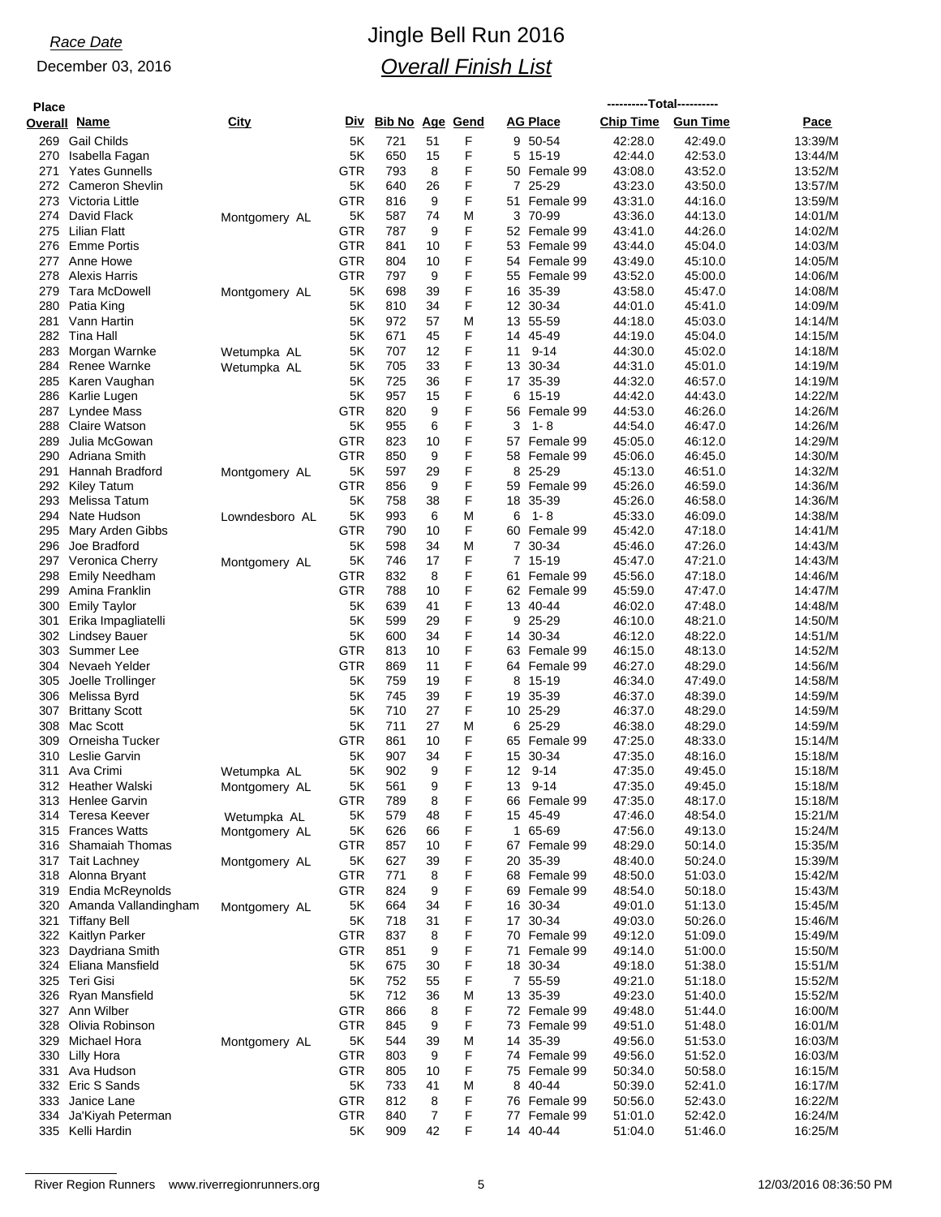*Race Date*

December 03, 2016

# Jingle Bell Run 2016

## *Overall Finish List*

| Place Overall | Name | City | Div | Bib No | Age | Gend | AG Place | Total Chip Time | Total Gun Time | Pace |
|---|---|---|---|---|---|---|---|---|---|---|
| 269 | Gail Childs | | 5K | 721 | 51 | F | 9 50-54 | 42:28.0 | 42:49.0 | 13:39/M |
| 270 | Isabella Fagan | | 5K | 650 | 15 | F | 5 15-19 | 42:44.0 | 42:53.0 | 13:44/M |
| 271 | Yates Gunnells | | GTR | 793 | 8 | F | 50 Female 99 | 43:08.0 | 43:52.0 | 13:52/M |
| 272 | Cameron Shevlin | | 5K | 640 | 26 | F | 7 25-29 | 43:23.0 | 43:50.0 | 13:57/M |
| 273 | Victoria Little | | GTR | 816 | 9 | F | 51 Female 99 | 43:31.0 | 44:16.0 | 13:59/M |
| 274 | David Flack | Montgomery AL | 5K | 587 | 74 | M | 3 70-99 | 43:36.0 | 44:13.0 | 14:01/M |
| 275 | Lilian Flatt | | GTR | 787 | 9 | F | 52 Female 99 | 43:41.0 | 44:26.0 | 14:02/M |
| 276 | Emme Portis | | GTR | 841 | 10 | F | 53 Female 99 | 43:44.0 | 45:04.0 | 14:03/M |
| 277 | Anne Howe | | GTR | 804 | 10 | F | 54 Female 99 | 43:49.0 | 45:10.0 | 14:05/M |
| 278 | Alexis Harris | | GTR | 797 | 9 | F | 55 Female 99 | 43:52.0 | 45:00.0 | 14:06/M |
| 279 | Tara McDowell | Montgomery AL | 5K | 698 | 39 | F | 16 35-39 | 43:58.0 | 45:47.0 | 14:08/M |
| 280 | Patia King | | 5K | 810 | 34 | F | 12 30-34 | 44:01.0 | 45:41.0 | 14:09/M |
| 281 | Vann Hartin | | 5K | 972 | 57 | M | 13 55-59 | 44:18.0 | 45:03.0 | 14:14/M |
| 282 | Tina Hall | | 5K | 671 | 45 | F | 14 45-49 | 44:19.0 | 45:04.0 | 14:15/M |
| 283 | Morgan Warnke | Wetumpka AL | 5K | 707 | 12 | F | 11 9-14 | 44:30.0 | 45:02.0 | 14:18/M |
| 284 | Renee Warnke | Wetumpka AL | 5K | 705 | 33 | F | 13 30-34 | 44:31.0 | 45:01.0 | 14:19/M |
| 285 | Karen Vaughan | | 5K | 725 | 36 | F | 17 35-39 | 44:32.0 | 46:57.0 | 14:19/M |
| 286 | Karlie Lugen | | 5K | 957 | 15 | F | 6 15-19 | 44:42.0 | 44:43.0 | 14:22/M |
| 287 | Lyndee Mass | | GTR | 820 | 9 | F | 56 Female 99 | 44:53.0 | 46:26.0 | 14:26/M |
| 288 | Claire Watson | | 5K | 955 | 6 | F | 3 1- 8 | 44:54.0 | 46:47.0 | 14:26/M |
| 289 | Julia McGowan | | GTR | 823 | 10 | F | 57 Female 99 | 45:05.0 | 46:12.0 | 14:29/M |
| 290 | Adriana Smith | | GTR | 850 | 9 | F | 58 Female 99 | 45:06.0 | 46:45.0 | 14:30/M |
| 291 | Hannah Bradford | Montgomery AL | 5K | 597 | 29 | F | 8 25-29 | 45:13.0 | 46:51.0 | 14:32/M |
| 292 | Kiley Tatum | | GTR | 856 | 9 | F | 59 Female 99 | 45:26.0 | 46:59.0 | 14:36/M |
| 293 | Melissa Tatum | | 5K | 758 | 38 | F | 18 35-39 | 45:26.0 | 46:58.0 | 14:36/M |
| 294 | Nate Hudson | Lowndesboro AL | 5K | 993 | 6 | M | 6 1- 8 | 45:33.0 | 46:09.0 | 14:38/M |
| 295 | Mary Arden Gibbs | | GTR | 790 | 10 | F | 60 Female 99 | 45:42.0 | 47:18.0 | 14:41/M |
| 296 | Joe Bradford | | 5K | 598 | 34 | M | 7 30-34 | 45:46.0 | 47:26.0 | 14:43/M |
| 297 | Veronica Cherry | Montgomery AL | 5K | 746 | 17 | F | 7 15-19 | 45:47.0 | 47:21.0 | 14:43/M |
| 298 | Emily Needham | | GTR | 832 | 8 | F | 61 Female 99 | 45:56.0 | 47:18.0 | 14:46/M |
| 299 | Amina Franklin | | GTR | 788 | 10 | F | 62 Female 99 | 45:59.0 | 47:47.0 | 14:47/M |
| 300 | Emily Taylor | | 5K | 639 | 41 | F | 13 40-44 | 46:02.0 | 47:48.0 | 14:48/M |
| 301 | Erika Impagliatelli | | 5K | 599 | 29 | F | 9 25-29 | 46:10.0 | 48:21.0 | 14:50/M |
| 302 | Lindsey Bauer | | 5K | 600 | 34 | F | 14 30-34 | 46:12.0 | 48:22.0 | 14:51/M |
| 303 | Summer Lee | | GTR | 813 | 10 | F | 63 Female 99 | 46:15.0 | 48:13.0 | 14:52/M |
| 304 | Nevaeh Yelder | | GTR | 869 | 11 | F | 64 Female 99 | 46:27.0 | 48:29.0 | 14:56/M |
| 305 | Joelle Trollinger | | 5K | 759 | 19 | F | 8 15-19 | 46:34.0 | 47:49.0 | 14:58/M |
| 306 | Melissa Byrd | | 5K | 745 | 39 | F | 19 35-39 | 46:37.0 | 48:39.0 | 14:59/M |
| 307 | Brittany Scott | | 5K | 710 | 27 | F | 10 25-29 | 46:37.0 | 48:29.0 | 14:59/M |
| 308 | Mac Scott | | 5K | 711 | 27 | M | 6 25-29 | 46:38.0 | 48:29.0 | 14:59/M |
| 309 | Orneisha Tucker | | GTR | 861 | 10 | F | 65 Female 99 | 47:25.0 | 48:33.0 | 15:14/M |
| 310 | Leslie Garvin | | 5K | 907 | 34 | F | 15 30-34 | 47:35.0 | 48:16.0 | 15:18/M |
| 311 | Ava Crimi | Wetumpka AL | 5K | 902 | 9 | F | 12 9-14 | 47:35.0 | 49:45.0 | 15:18/M |
| 312 | Heather Walski | Montgomery AL | 5K | 561 | 9 | F | 13 9-14 | 47:35.0 | 49:45.0 | 15:18/M |
| 313 | Henlee Garvin | | GTR | 789 | 8 | F | 66 Female 99 | 47:35.0 | 48:17.0 | 15:18/M |
| 314 | Teresa Keever | Wetumpka AL | 5K | 579 | 48 | F | 15 45-49 | 47:46.0 | 48:54.0 | 15:21/M |
| 315 | Frances Watts | Montgomery AL | 5K | 626 | 66 | F | 1 65-69 | 47:56.0 | 49:13.0 | 15:24/M |
| 316 | Shamaiah Thomas | | GTR | 857 | 10 | F | 67 Female 99 | 48:29.0 | 50:14.0 | 15:35/M |
| 317 | Tait Lachney | Montgomery AL | 5K | 627 | 39 | F | 20 35-39 | 48:40.0 | 50:24.0 | 15:39/M |
| 318 | Alonna Bryant | | GTR | 771 | 8 | F | 68 Female 99 | 48:50.0 | 51:03.0 | 15:42/M |
| 319 | Endia McReynolds | | GTR | 824 | 9 | F | 69 Female 99 | 48:54.0 | 50:18.0 | 15:43/M |
| 320 | Amanda Vallandingham | Montgomery AL | 5K | 664 | 34 | F | 16 30-34 | 49:01.0 | 51:13.0 | 15:45/M |
| 321 | Tiffany Bell | | 5K | 718 | 31 | F | 17 30-34 | 49:03.0 | 50:26.0 | 15:46/M |
| 322 | Kaitlyn Parker | | GTR | 837 | 8 | F | 70 Female 99 | 49:12.0 | 51:09.0 | 15:49/M |
| 323 | Daydriana Smith | | GTR | 851 | 9 | F | 71 Female 99 | 49:14.0 | 51:00.0 | 15:50/M |
| 324 | Eliana Mansfield | | 5K | 675 | 30 | F | 18 30-34 | 49:18.0 | 51:38.0 | 15:51/M |
| 325 | Teri Gisi | | 5K | 752 | 55 | F | 7 55-59 | 49:21.0 | 51:18.0 | 15:52/M |
| 326 | Ryan Mansfield | | 5K | 712 | 36 | M | 13 35-39 | 49:23.0 | 51:40.0 | 15:52/M |
| 327 | Ann Wilber | | GTR | 866 | 8 | F | 72 Female 99 | 49:48.0 | 51:44.0 | 16:00/M |
| 328 | Olivia Robinson | | GTR | 845 | 9 | F | 73 Female 99 | 49:51.0 | 51:48.0 | 16:01/M |
| 329 | Michael Hora | Montgomery AL | 5K | 544 | 39 | M | 14 35-39 | 49:56.0 | 51:53.0 | 16:03/M |
| 330 | Lilly Hora | | GTR | 803 | 9 | F | 74 Female 99 | 49:56.0 | 51:52.0 | 16:03/M |
| 331 | Ava Hudson | | GTR | 805 | 10 | F | 75 Female 99 | 50:34.0 | 50:58.0 | 16:15/M |
| 332 | Eric S Sands | | 5K | 733 | 41 | M | 8 40-44 | 50:39.0 | 52:41.0 | 16:17/M |
| 333 | Janice Lane | | GTR | 812 | 8 | F | 76 Female 99 | 50:56.0 | 52:43.0 | 16:22/M |
| 334 | Ja'Kiyah Peterman | | GTR | 840 | 7 | F | 77 Female 99 | 51:01.0 | 52:42.0 | 16:24/M |
| 335 | Kelli Hardin | | 5K | 909 | 42 | F | 14 40-44 | 51:04.0 | 51:46.0 | 16:25/M |

River Region Runners www.riverregionrunners.org 12/03/2016 08:36:50 PM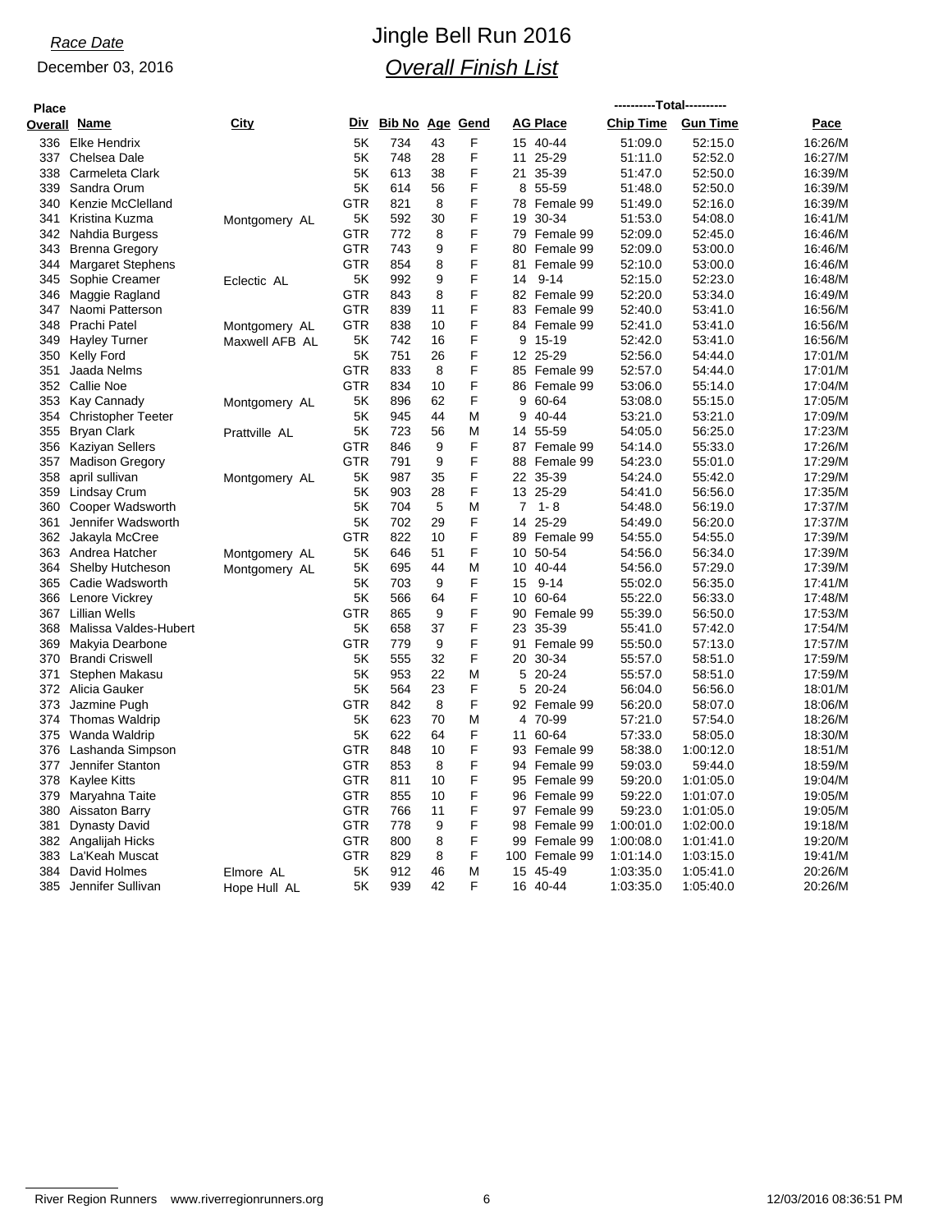*Race Date*

December 03, 2016

# Jingle Bell Run 2016

## *Overall Finish List*

| Place Overall | Name | City | Div | Bib No | Age | Gend | AG Place | Chip Time | Gun Time | Pace |
|---|---|---|---|---|---|---|---|---|---|---|
| 336 | Elke Hendrix | | 5K | 734 | 43 | F | 15 40-44 | 51:09.0 | 52:15.0 | 16:26/M |
| 337 | Chelsea Dale | | 5K | 748 | 28 | F | 11 25-29 | 51:11.0 | 52:52.0 | 16:27/M |
| 338 | Carmeleta Clark | | 5K | 613 | 38 | F | 21 35-39 | 51:47.0 | 52:50.0 | 16:39/M |
| 339 | Sandra Orum | | 5K | 614 | 56 | F | 8 55-59 | 51:48.0 | 52:50.0 | 16:39/M |
| 340 | Kenzie McClelland | | GTR | 821 | 8 | F | 78 Female 99 | 51:49.0 | 52:16.0 | 16:39/M |
| 341 | Kristina Kuzma | Montgomery AL | 5K | 592 | 30 | F | 19 30-34 | 51:53.0 | 54:08.0 | 16:41/M |
| 342 | Nahdia Burgess | | GTR | 772 | 8 | F | 79 Female 99 | 52:09.0 | 52:45.0 | 16:46/M |
| 343 | Brenna Gregory | | GTR | 743 | 9 | F | 80 Female 99 | 52:09.0 | 53:00.0 | 16:46/M |
| 344 | Margaret Stephens | | GTR | 854 | 8 | F | 81 Female 99 | 52:10.0 | 53:00.0 | 16:46/M |
| 345 | Sophie Creamer | Eclectic AL | 5K | 992 | 9 | F | 14 9-14 | 52:15.0 | 52:23.0 | 16:48/M |
| 346 | Maggie Ragland | | GTR | 843 | 8 | F | 82 Female 99 | 52:20.0 | 53:34.0 | 16:49/M |
| 347 | Naomi Patterson | | GTR | 839 | 11 | F | 83 Female 99 | 52:40.0 | 53:41.0 | 16:56/M |
| 348 | Prachi Patel | Montgomery AL | GTR | 838 | 10 | F | 84 Female 99 | 52:41.0 | 53:41.0 | 16:56/M |
| 349 | Hayley Turner | Maxwell AFB AL | 5K | 742 | 16 | F | 9 15-19 | 52:42.0 | 53:41.0 | 16:56/M |
| 350 | Kelly Ford | | 5K | 751 | 26 | F | 12 25-29 | 52:56.0 | 54:44.0 | 17:01/M |
| 351 | Jaada Nelms | | GTR | 833 | 8 | F | 85 Female 99 | 52:57.0 | 54:44.0 | 17:01/M |
| 352 | Callie Noe | | GTR | 834 | 10 | F | 86 Female 99 | 53:06.0 | 55:14.0 | 17:04/M |
| 353 | Kay Cannady | Montgomery AL | 5K | 896 | 62 | F | 9 60-64 | 53:08.0 | 55:15.0 | 17:05/M |
| 354 | Christopher Teeter | | 5K | 945 | 44 | M | 9 40-44 | 53:21.0 | 53:21.0 | 17:09/M |
| 355 | Bryan Clark | Prattville AL | 5K | 723 | 56 | M | 14 55-59 | 54:05.0 | 56:25.0 | 17:23/M |
| 356 | Kaziyan Sellers | | GTR | 846 | 9 | F | 87 Female 99 | 54:14.0 | 55:33.0 | 17:26/M |
| 357 | Madison Gregory | | GTR | 791 | 9 | F | 88 Female 99 | 54:23.0 | 55:01.0 | 17:29/M |
| 358 | april sullivan | Montgomery AL | 5K | 987 | 35 | F | 22 35-39 | 54:24.0 | 55:42.0 | 17:29/M |
| 359 | Lindsay Crum | | 5K | 903 | 28 | F | 13 25-29 | 54:41.0 | 56:56.0 | 17:35/M |
| 360 | Cooper Wadsworth | | 5K | 704 | 5 | M | 7 1- 8 | 54:48.0 | 56:19.0 | 17:37/M |
| 361 | Jennifer Wadsworth | | 5K | 702 | 29 | F | 14 25-29 | 54:49.0 | 56:20.0 | 17:37/M |
| 362 | Jakayla McCree | | GTR | 822 | 10 | F | 89 Female 99 | 54:55.0 | 54:55.0 | 17:39/M |
| 363 | Andrea Hatcher | Montgomery AL | 5K | 646 | 51 | F | 10 50-54 | 54:56.0 | 56:34.0 | 17:39/M |
| 364 | Shelby Hutcheson | Montgomery AL | 5K | 695 | 44 | M | 10 40-44 | 54:56.0 | 57:29.0 | 17:39/M |
| 365 | Cadie Wadsworth | | 5K | 703 | 9 | F | 15 9-14 | 55:02.0 | 56:35.0 | 17:41/M |
| 366 | Lenore Vickrey | | 5K | 566 | 64 | F | 10 60-64 | 55:22.0 | 56:33.0 | 17:48/M |
| 367 | Lillian Wells | | GTR | 865 | 9 | F | 90 Female 99 | 55:39.0 | 56:50.0 | 17:53/M |
| 368 | Malissa Valdes-Hubert | | 5K | 658 | 37 | F | 23 35-39 | 55:41.0 | 57:42.0 | 17:54/M |
| 369 | Makyia Dearbone | | GTR | 779 | 9 | F | 91 Female 99 | 55:50.0 | 57:13.0 | 17:57/M |
| 370 | Brandi Criswell | | 5K | 555 | 32 | F | 20 30-34 | 55:57.0 | 58:51.0 | 17:59/M |
| 371 | Stephen Makasu | | 5K | 953 | 22 | M | 5 20-24 | 55:57.0 | 58:51.0 | 17:59/M |
| 372 | Alicia Gauker | | 5K | 564 | 23 | F | 5 20-24 | 56:04.0 | 56:56.0 | 18:01/M |
| 373 | Jazmine Pugh | | GTR | 842 | 8 | F | 92 Female 99 | 56:20.0 | 58:07.0 | 18:06/M |
| 374 | Thomas Waldrip | | 5K | 623 | 70 | M | 4 70-99 | 57:21.0 | 57:54.0 | 18:26/M |
| 375 | Wanda Waldrip | | 5K | 622 | 64 | F | 11 60-64 | 57:33.0 | 58:05.0 | 18:30/M |
| 376 | Lashanda Simpson | | GTR | 848 | 10 | F | 93 Female 99 | 58:38.0 | 1:00:12.0 | 18:51/M |
| 377 | Jennifer Stanton | | GTR | 853 | 8 | F | 94 Female 99 | 59:03.0 | 59:44.0 | 18:59/M |
| 378 | Kaylee Kitts | | GTR | 811 | 10 | F | 95 Female 99 | 59:20.0 | 1:01:05.0 | 19:04/M |
| 379 | Maryahna Taite | | GTR | 855 | 10 | F | 96 Female 99 | 59:22.0 | 1:01:07.0 | 19:05/M |
| 380 | Aissaton Barry | | GTR | 766 | 11 | F | 97 Female 99 | 59:23.0 | 1:01:05.0 | 19:05/M |
| 381 | Dynasty David | | GTR | 778 | 9 | F | 98 Female 99 | 1:00:01.0 | 1:02:00.0 | 19:18/M |
| 382 | Angalijah Hicks | | GTR | 800 | 8 | F | 99 Female 99 | 1:00:08.0 | 1:01:41.0 | 19:20/M |
| 383 | La'Keah Muscat | | GTR | 829 | 8 | F | 100 Female 99 | 1:01:14.0 | 1:03:15.0 | 19:41/M |
| 384 | David Holmes | Elmore AL | 5K | 912 | 46 | M | 15 45-49 | 1:03:35.0 | 1:05:41.0 | 20:26/M |
| 385 | Jennifer Sullivan | Hope Hull AL | 5K | 939 | 42 | F | 16 40-44 | 1:03:35.0 | 1:05:40.0 | 20:26/M |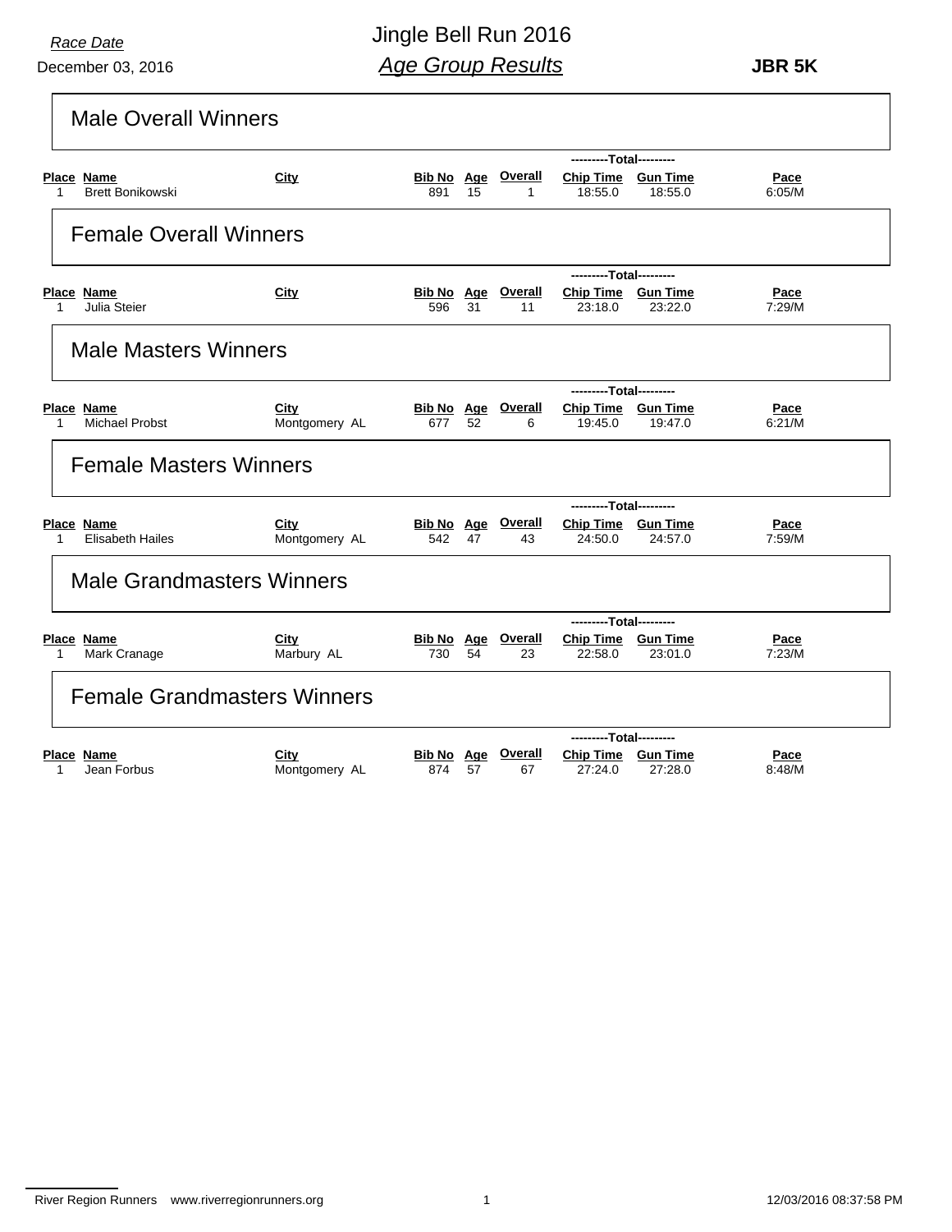Race Date

December 03, 2016

# Jingle Bell Run 2016

## *Age Group Results*

**JBR 5K**

## Male Overall Winners

| Place | Name | City | Bib No | Age | Overall | Chip Time | Gun Time | Pace |
|---|---|---|---|---|---|---|---|---|
| | | | | | | ---------Total--------- | | |
| 1 | Brett Bonikowski | | 891 | 15 | 1 | 18:55.0 | 18:55.0 | 6:05/M |

## Female Overall Winners

| Place | Name | City | Bib No | Age | Overall | Chip Time | Gun Time | Pace |
|---|---|---|---|---|---|---|---|---|
| | | | | | | ---------Total--------- | | |
| 1 | Julia Steier | | 596 | 31 | 11 | 23:18.0 | 23:22.0 | 7:29/M |

## Male Masters Winners

| Place | Name | City | Bib No | Age | Overall | Chip Time | Gun Time | Pace |
|---|---|---|---|---|---|---|---|---|
| | | | | | | ---------Total--------- | | |
| 1 | Michael Probst | Montgomery AL | 677 | 52 | 6 | 19:45.0 | 19:47.0 | 6:21/M |

## Female Masters Winners

| Place | Name | City | Bib No | Age | Overall | Chip Time | Gun Time | Pace |
|---|---|---|---|---|---|---|---|---|
| | | | | | | ---------Total--------- | | |
| 1 | Elisabeth Hailes | Montgomery AL | 542 | 47 | 43 | 24:50.0 | 24:57.0 | 7:59/M |

## Male Grandmasters Winners

| Place | Name | City | Bib No | Age | Overall | Chip Time | Gun Time | Pace |
|---|---|---|---|---|---|---|---|---|
| | | | | | | ---------Total--------- | | |
| 1 | Mark Cranage | Marbury AL | 730 | 54 | 23 | 22:58.0 | 23:01.0 | 7:23/M |

## Female Grandmasters Winners

| Place | Name | City | Bib No | Age | Overall | Chip Time | Gun Time | Pace |
|---|---|---|---|---|---|---|---|---|
| | | | | | | ---------Total--------- | | |
| 1 | Jean Forbus | Montgomery AL | 874 | 57 | 67 | 27:24.0 | 27:28.0 | 8:48/M |

River Region Runners www.riverregionrunners.org 12/03/2016 08:37:58 PM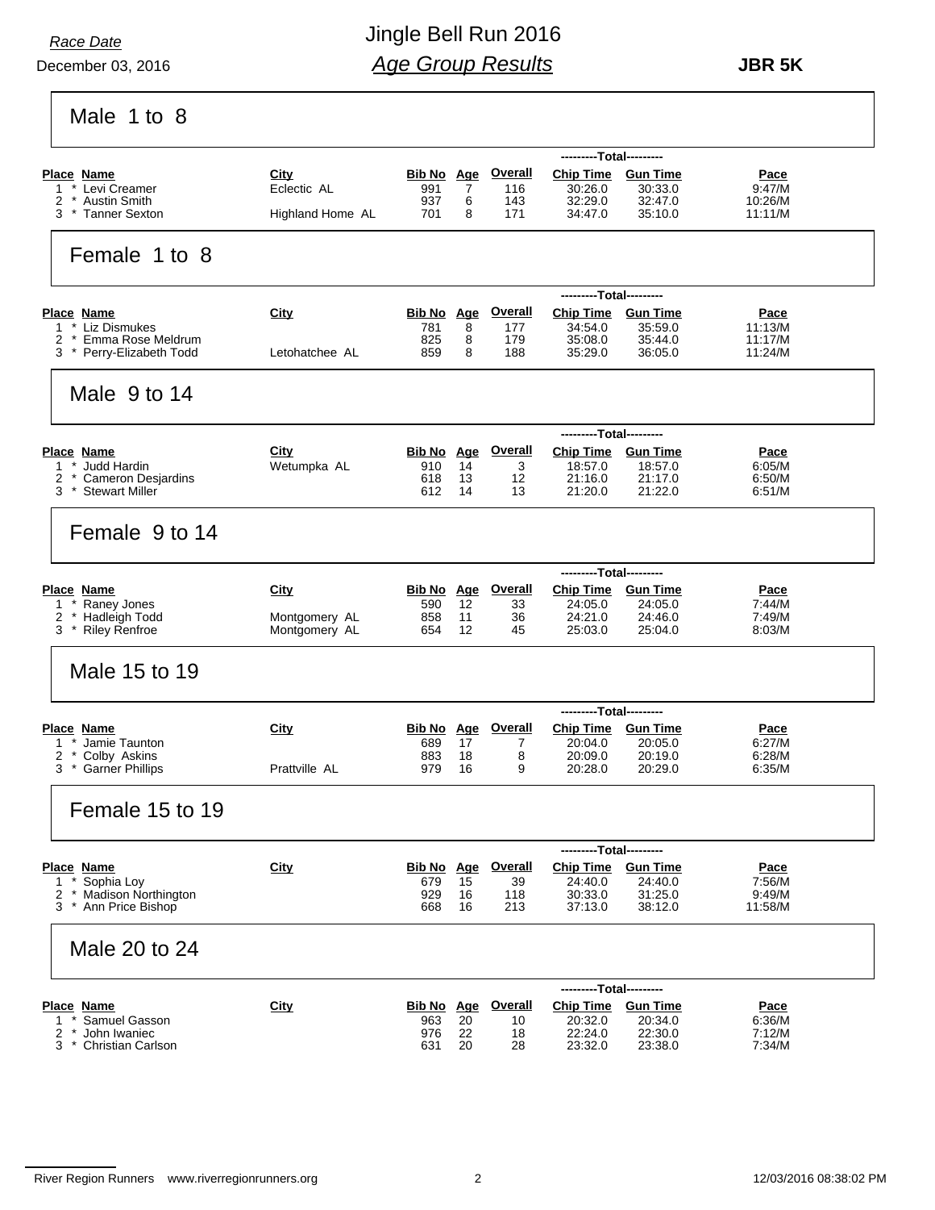Race Date

December 03, 2016

# Jingle Bell Run 2016

## *Age Group Results*

**JBR 5K**

### Male 1 to 8

| Place | Name | City | Bib No | Age | Overall | Chip Time | Gun Time | Pace |
|---|---|---|---|---|---|---|---|---|
| 1 | * Levi Creamer | Eclectic AL | 991 | 7 | 116 | 30:26.0 | 30:33.0 | 9:47/M |
| 2 | * Austin Smith | | 937 | 6 | 143 | 32:29.0 | 32:47.0 | 10:26/M |
| 3 | * Tanner Sexton | Highland Home AL | 701 | 8 | 171 | 34:47.0 | 35:10.0 | 11:11/M |

### Female 1 to 8

| Place | Name | City | Bib No | Age | Overall | Chip Time | Gun Time | Pace |
|---|---|---|---|---|---|---|---|---|
| 1 | * Liz Dismukes | | 781 | 8 | 177 | 34:54.0 | 35:59.0 | 11:13/M |
| 2 | * Emma Rose Meldrum | | 825 | 8 | 179 | 35:08.0 | 35:44.0 | 11:17/M |
| 3 | * Perry-Elizabeth Todd | Letohatchee AL | 859 | 8 | 188 | 35:29.0 | 36:05.0 | 11:24/M |

### Male 9 to 14

| Place | Name | City | Bib No | Age | Overall | Chip Time | Gun Time | Pace |
|---|---|---|---|---|---|---|---|---|
| 1 | * Judd Hardin | Wetumpka AL | 910 | 14 | 3 | 18:57.0 | 18:57.0 | 6:05/M |
| 2 | * Cameron Desjardins | | 618 | 13 | 12 | 21:16.0 | 21:17.0 | 6:50/M |
| 3 | * Stewart Miller | | 612 | 14 | 13 | 21:20.0 | 21:22.0 | 6:51/M |

### Female 9 to 14

| Place | Name | City | Bib No | Age | Overall | Chip Time | Gun Time | Pace |
|---|---|---|---|---|---|---|---|---|
| 1 | * Raney Jones | | 590 | 12 | 33 | 24:05.0 | 24:05.0 | 7:44/M |
| 2 | * Hadleigh Todd | Montgomery AL | 858 | 11 | 36 | 24:21.0 | 24:46.0 | 7:49/M |
| 3 | * Riley Renfroe | Montgomery AL | 654 | 12 | 45 | 25:03.0 | 25:04.0 | 8:03/M |

### Male 15 to 19

| Place | Name | City | Bib No | Age | Overall | Chip Time | Gun Time | Pace |
|---|---|---|---|---|---|---|---|---|
| 1 | * Jamie Taunton | | 689 | 17 | 7 | 20:04.0 | 20:05.0 | 6:27/M |
| 2 | * Colby Askins | | 883 | 18 | 8 | 20:09.0 | 20:19.0 | 6:28/M |
| 3 | * Garner Phillips | Prattville AL | 979 | 16 | 9 | 20:28.0 | 20:29.0 | 6:35/M |

### Female 15 to 19

| Place | Name | City | Bib No | Age | Overall | Chip Time | Gun Time | Pace |
|---|---|---|---|---|---|---|---|---|
| 1 | * Sophia Loy | | 679 | 15 | 39 | 24:40.0 | 24:40.0 | 7:56/M |
| 2 | * Madison Northington | | 929 | 16 | 118 | 30:33.0 | 31:25.0 | 9:49/M |
| 3 | * Ann Price Bishop | | 668 | 16 | 213 | 37:13.0 | 38:12.0 | 11:58/M |

### Male 20 to 24

| Place | Name | City | Bib No | Age | Overall | Chip Time | Gun Time | Pace |
|---|---|---|---|---|---|---|---|---|
| 1 | * Samuel Gasson | | 963 | 20 | 10 | 20:32.0 | 20:34.0 | 6:36/M |
| 2 | * John Iwaniec | | 976 | 22 | 18 | 22:24.0 | 22:30.0 | 7:12/M |
| 3 | * Christian Carlson | | 631 | 20 | 28 | 23:32.0 | 23:38.0 | 7:34/M |

River Region Runners www.riverregionrunners.org 12/03/2016 08:38:02 PM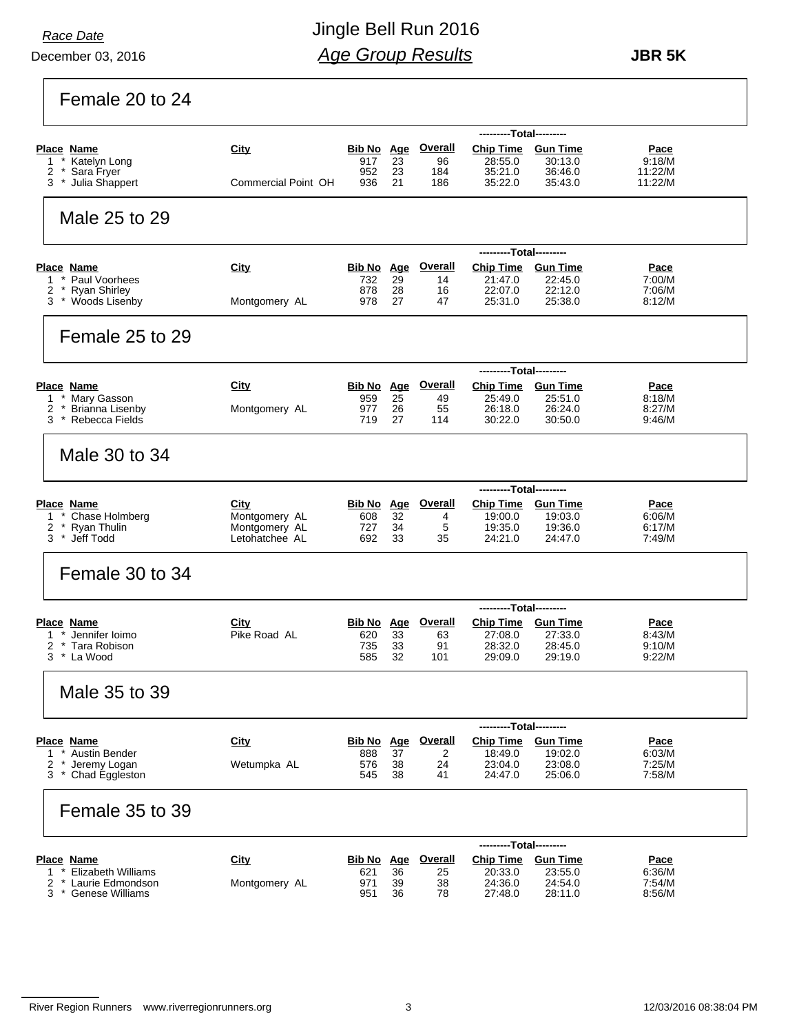Race Date
December 03, 2016

# Jingle Bell Run 2016
## *Age Group Results*

**JBR 5K**

### Female 20 to 24

| Place | Name | City | Bib No | Age | Overall | Chip Time | Gun Time | Pace |
|---|---|---|---|---|---|---|---|---|
| 1 * | Katelyn Long | | 917 | 23 | 96 | 28:55.0 | 30:13.0 | 9:18/M |
| 2 * | Sara Fryer | | 952 | 23 | 184 | 35:21.0 | 36:46.0 | 11:22/M |
| 3 * | Julia Shappert | Commercial Point OH | 936 | 21 | 186 | 35:22.0 | 35:43.0 | 11:22/M |

### Male 25 to 29

| Place | Name | City | Bib No | Age | Overall | Chip Time | Gun Time | Pace |
|---|---|---|---|---|---|---|---|---|
| 1 * | Paul Voorhees | | 732 | 29 | 14 | 21:47.0 | 22:45.0 | 7:00/M |
| 2 * | Ryan Shirley | | 878 | 28 | 16 | 22:07.0 | 22:12.0 | 7:06/M |
| 3 * | Woods Lisenby | Montgomery AL | 978 | 27 | 47 | 25:31.0 | 25:38.0 | 8:12/M |

### Female 25 to 29

| Place | Name | City | Bib No | Age | Overall | Chip Time | Gun Time | Pace |
|---|---|---|---|---|---|---|---|---|
| 1 * | Mary Gasson | | 959 | 25 | 49 | 25:49.0 | 25:51.0 | 8:18/M |
| 2 * | Brianna Lisenby | Montgomery AL | 977 | 26 | 55 | 26:18.0 | 26:24.0 | 8:27/M |
| 3 * | Rebecca Fields | | 719 | 27 | 114 | 30:22.0 | 30:50.0 | 9:46/M |

### Male 30 to 34

| Place | Name | City | Bib No | Age | Overall | Chip Time | Gun Time | Pace |
|---|---|---|---|---|---|---|---|---|
| 1 * | Chase Holmberg | Montgomery AL | 608 | 32 | 4 | 19:00.0 | 19:03.0 | 6:06/M |
| 2 * | Ryan Thulin | Montgomery AL | 727 | 34 | 5 | 19:35.0 | 19:36.0 | 6:17/M |
| 3 * | Jeff Todd | Letohatchee AL | 692 | 33 | 35 | 24:21.0 | 24:47.0 | 7:49/M |

### Female 30 to 34

| Place | Name | City | Bib No | Age | Overall | Chip Time | Gun Time | Pace |
|---|---|---|---|---|---|---|---|---|
| 1 * | Jennifer Ioimo | Pike Road AL | 620 | 33 | 63 | 27:08.0 | 27:33.0 | 8:43/M |
| 2 * | Tara Robison | | 735 | 33 | 91 | 28:32.0 | 28:45.0 | 9:10/M |
| 3 * | La Wood | | 585 | 32 | 101 | 29:09.0 | 29:19.0 | 9:22/M |

### Male 35 to 39

| Place | Name | City | Bib No | Age | Overall | Chip Time | Gun Time | Pace |
|---|---|---|---|---|---|---|---|---|
| 1 * | Austin Bender | | 888 | 37 | 2 | 18:49.0 | 19:02.0 | 6:03/M |
| 2 * | Jeremy Logan | Wetumpka AL | 576 | 38 | 24 | 23:04.0 | 23:08.0 | 7:25/M |
| 3 * | Chad Eggleston | | 545 | 38 | 41 | 24:47.0 | 25:06.0 | 7:58/M |

### Female 35 to 39

| Place | Name | City | Bib No | Age | Overall | Chip Time | Gun Time | Pace |
|---|---|---|---|---|---|---|---|---|
| 1 * | Elizabeth Williams | | 621 | 36 | 25 | 20:33.0 | 23:55.0 | 6:36/M |
| 2 * | Laurie Edmondson | Montgomery AL | 971 | 39 | 38 | 24:36.0 | 24:54.0 | 7:54/M |
| 3 * | Genese Williams | | 951 | 36 | 78 | 27:48.0 | 28:11.0 | 8:56/M |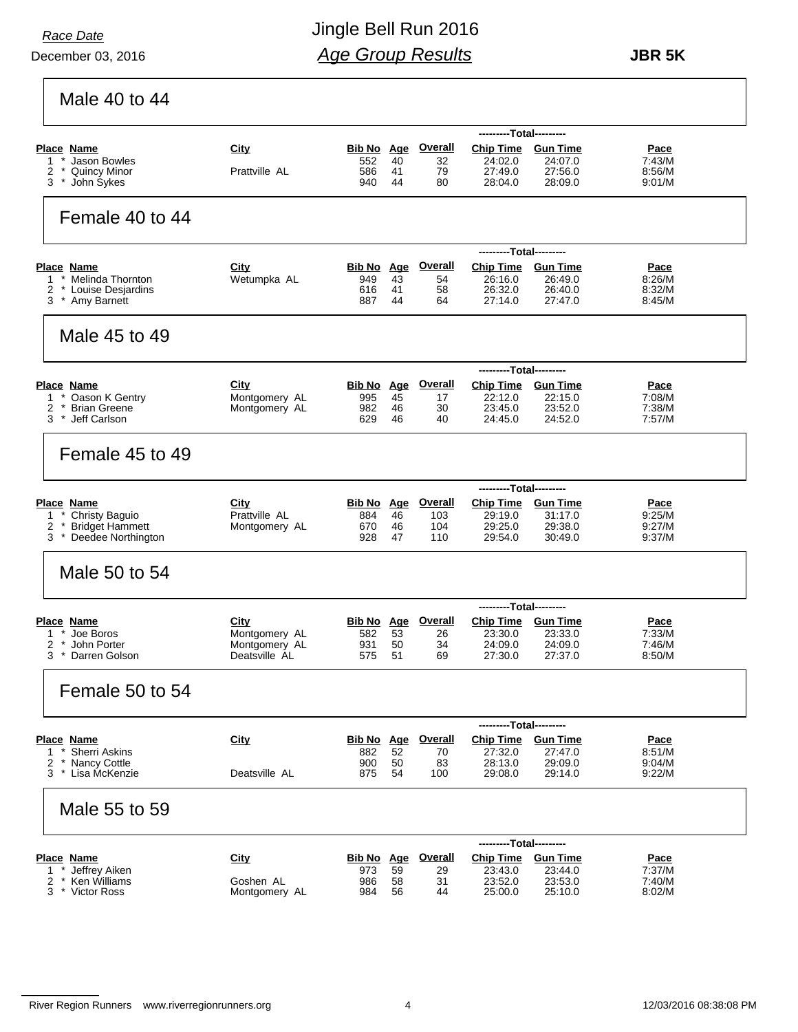*Race Date*

December 03, 2016

# Jingle Bell Run 2016
## *Age Group Results*

**JBR 5K**

### Male 40 to 44

| Place | Name | City | Bib No | Age | Overall | Chip Time | Gun Time | Pace |
|---|---|---|---|---|---|---|---|---|
| 1 * | Jason Bowles | | 552 | 40 | 32 | 24:02.0 | 24:07.0 | 7:43/M |
| 2 * | Quincy Minor | Prattville AL | 586 | 41 | 79 | 27:49.0 | 27:56.0 | 8:56/M |
| 3 * | John Sykes | | 940 | 44 | 80 | 28:04.0 | 28:09.0 | 9:01/M |

### Female 40 to 44

| Place | Name | City | Bib No | Age | Overall | Chip Time | Gun Time | Pace |
|---|---|---|---|---|---|---|---|---|
| 1 * | Melinda Thornton | Wetumpka AL | 949 | 43 | 54 | 26:16.0 | 26:49.0 | 8:26/M |
| 2 * | Louise Desjardins | | 616 | 41 | 58 | 26:32.0 | 26:40.0 | 8:32/M |
| 3 * | Amy Barnett | | 887 | 44 | 64 | 27:14.0 | 27:47.0 | 8:45/M |

### Male 45 to 49

| Place | Name | City | Bib No | Age | Overall | Chip Time | Gun Time | Pace |
|---|---|---|---|---|---|---|---|---|
| 1 * | Oason K Gentry | Montgomery AL | 995 | 45 | 17 | 22:12.0 | 22:15.0 | 7:08/M |
| 2 * | Brian Greene | Montgomery AL | 982 | 46 | 30 | 23:45.0 | 23:52.0 | 7:38/M |
| 3 * | Jeff Carlson | | 629 | 46 | 40 | 24:45.0 | 24:52.0 | 7:57/M |

### Female 45 to 49

| Place | Name | City | Bib No | Age | Overall | Chip Time | Gun Time | Pace |
|---|---|---|---|---|---|---|---|---|
| 1 * | Christy Baguio | Prattville AL | 884 | 46 | 103 | 29:19.0 | 31:17.0 | 9:25/M |
| 2 * | Bridget Hammett | Montgomery AL | 670 | 46 | 104 | 29:25.0 | 29:38.0 | 9:27/M |
| 3 * | Deedee Northington | | 928 | 47 | 110 | 29:54.0 | 30:49.0 | 9:37/M |

### Male 50 to 54

| Place | Name | City | Bib No | Age | Overall | Chip Time | Gun Time | Pace |
|---|---|---|---|---|---|---|---|---|
| 1 * | Joe Boros | Montgomery AL | 582 | 53 | 26 | 23:30.0 | 23:33.0 | 7:33/M |
| 2 * | John Porter | Montgomery AL | 931 | 50 | 34 | 24:09.0 | 24:09.0 | 7:46/M |
| 3 * | Darren Golson | Deatsville AL | 575 | 51 | 69 | 27:30.0 | 27:37.0 | 8:50/M |

### Female 50 to 54

| Place | Name | City | Bib No | Age | Overall | Chip Time | Gun Time | Pace |
|---|---|---|---|---|---|---|---|---|
| 1 * | Sherri Askins | | 882 | 52 | 70 | 27:32.0 | 27:47.0 | 8:51/M |
| 2 * | Nancy Cottle | | 900 | 50 | 83 | 28:13.0 | 29:09.0 | 9:04/M |
| 3 * | Lisa McKenzie | Deatsville AL | 875 | 54 | 100 | 29:08.0 | 29:14.0 | 9:22/M |

### Male 55 to 59

| Place | Name | City | Bib No | Age | Overall | Chip Time | Gun Time | Pace |
|---|---|---|---|---|---|---|---|---|
| 1 * | Jeffrey Aiken | | 973 | 59 | 29 | 23:43.0 | 23:44.0 | 7:37/M |
| 2 * | Ken Williams | Goshen AL | 986 | 58 | 31 | 23:52.0 | 23:53.0 | 7:40/M |
| 3 * | Victor Ross | Montgomery AL | 984 | 56 | 44 | 25:00.0 | 25:10.0 | 8:02/M |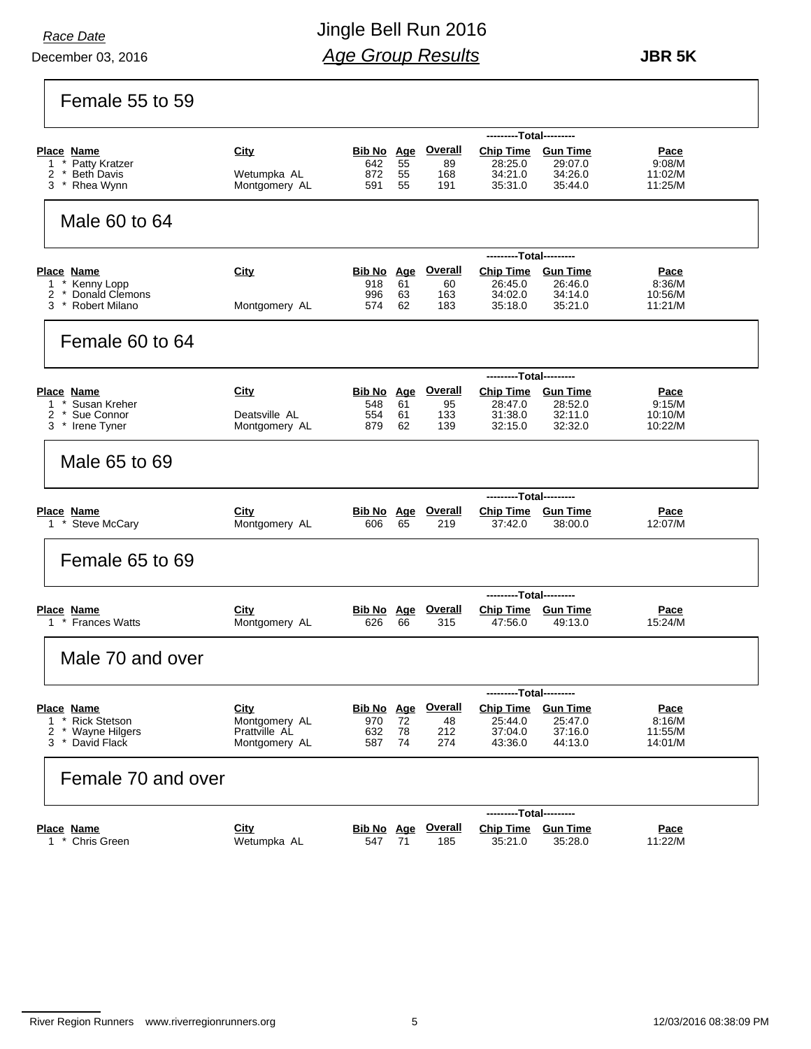Race Date

December 03, 2016

# Jingle Bell Run 2016
## Age Group Results

**JBR 5K**

### Female 55 to 59

| Place | Name | City | Bib No | Age | Overall | Chip Time | Gun Time | Pace |
|---|---|---|---|---|---|---|---|---|
| 1 * | Patty Kratzer | | 642 | 55 | 89 | 28:25.0 | 29:07.0 | 9:08/M |
| 2 * | Beth Davis | Wetumpka AL | 872 | 55 | 168 | 34:21.0 | 34:26.0 | 11:02/M |
| 3 * | Rhea Wynn | Montgomery AL | 591 | 55 | 191 | 35:31.0 | 35:44.0 | 11:25/M |

### Male 60 to 64

| Place | Name | City | Bib No | Age | Overall | Chip Time | Gun Time | Pace |
|---|---|---|---|---|---|---|---|---|
| 1 * | Kenny Lopp | | 918 | 61 | 60 | 26:45.0 | 26:46.0 | 8:36/M |
| 2 * | Donald Clemons | | 996 | 63 | 163 | 34:02.0 | 34:14.0 | 10:56/M |
| 3 * | Robert Milano | Montgomery AL | 574 | 62 | 183 | 35:18.0 | 35:21.0 | 11:21/M |

### Female 60 to 64

| Place | Name | City | Bib No | Age | Overall | Chip Time | Gun Time | Pace |
|---|---|---|---|---|---|---|---|---|
| 1 * | Susan Kreher | | 548 | 61 | 95 | 28:47.0 | 28:52.0 | 9:15/M |
| 2 * | Sue Connor | Deatsville AL | 554 | 61 | 133 | 31:38.0 | 32:11.0 | 10:10/M |
| 3 * | Irene Tyner | Montgomery AL | 879 | 62 | 139 | 32:15.0 | 32:32.0 | 10:22/M |

### Male 65 to 69

| Place | Name | City | Bib No | Age | Overall | Chip Time | Gun Time | Pace |
|---|---|---|---|---|---|---|---|---|
| 1 * | Steve McCary | Montgomery AL | 606 | 65 | 219 | 37:42.0 | 38:00.0 | 12:07/M |

### Female 65 to 69

| Place | Name | City | Bib No | Age | Overall | Chip Time | Gun Time | Pace |
|---|---|---|---|---|---|---|---|---|
| 1 * | Frances Watts | Montgomery AL | 626 | 66 | 315 | 47:56.0 | 49:13.0 | 15:24/M |

### Male 70 and over

| Place | Name | City | Bib No | Age | Overall | Chip Time | Gun Time | Pace |
|---|---|---|---|---|---|---|---|---|
| 1 * | Rick Stetson | Montgomery AL | 970 | 72 | 48 | 25:44.0 | 25:47.0 | 8:16/M |
| 2 * | Wayne Hilgers | Prattville AL | 632 | 78 | 212 | 37:04.0 | 37:16.0 | 11:55/M |
| 3 * | David Flack | Montgomery AL | 587 | 74 | 274 | 43:36.0 | 44:13.0 | 14:01/M |

### Female 70 and over

| Place | Name | City | Bib No | Age | Overall | Chip Time | Gun Time | Pace |
|---|---|---|---|---|---|---|---|---|
| 1 * | Chris Green | Wetumpka AL | 547 | 71 | 185 | 35:21.0 | 35:28.0 | 11:22/M |

River Region Runners www.riverregionrunners.org 12/03/2016 08:38:09 PM